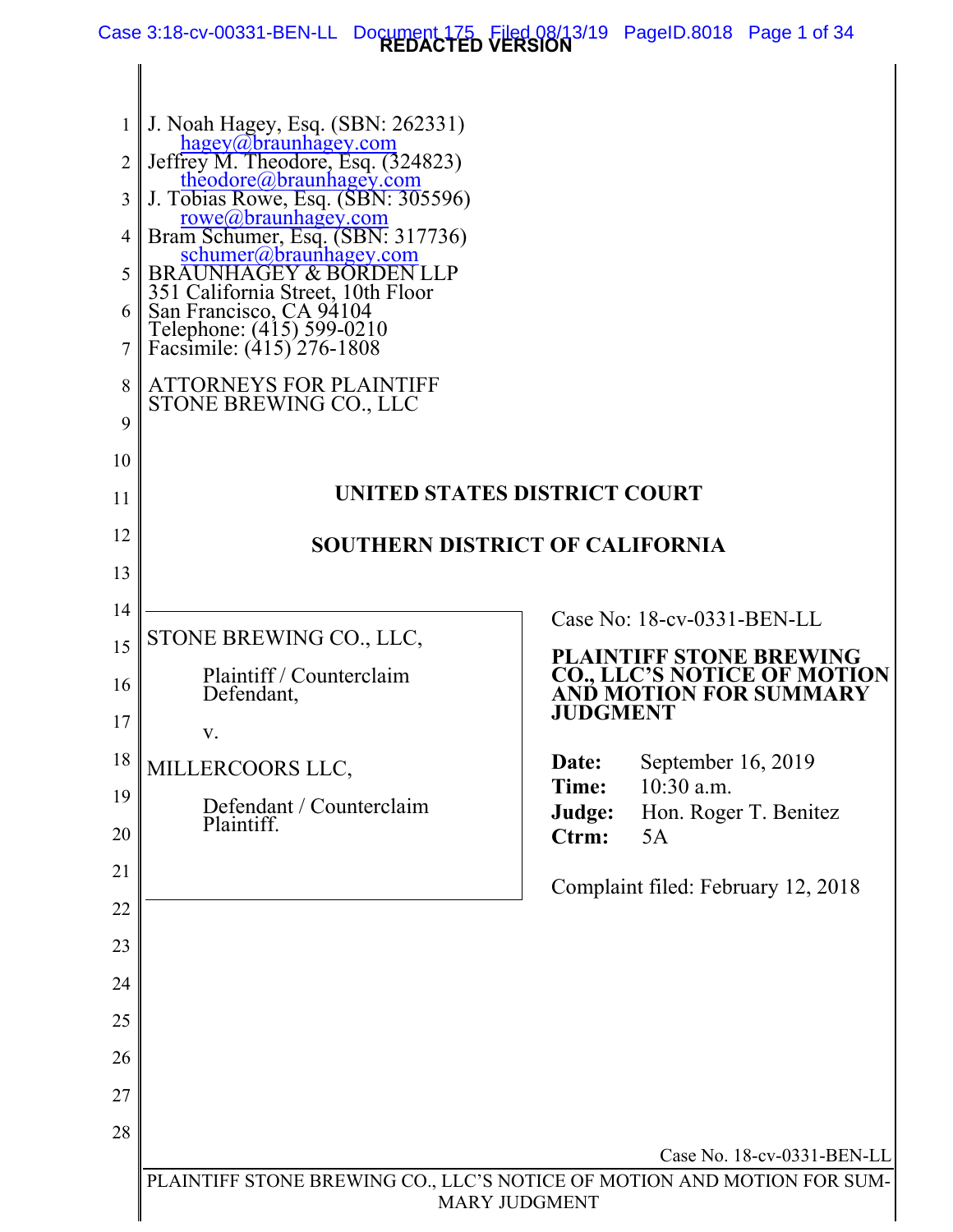**REDACTED VERSION**

J. Noah Hagey, Esq. (SBN: 262331)
hagey@braunhagey.com
Jeffrey M. Theodore, Esq. (324823)
theodore@braunhagey.com
J. Tobias Rowe, Esq. (SBN: 305596)
rowe@braunhagey.com
Bram Schumer, Esq. (SBN: 317736)
schumer@braunhagey.com
BRAUNHAGEY & BORDEN LLP
351 California Street, 10th Floor
San Francisco, CA 94104
Telephone: (415) 599-0210
Facsimile: (415) 276-1808

ATTORNEYS FOR PLAINTIFF
STONE BREWING CO., LLC

**UNITED STATES DISTRICT COURT**

**SOUTHERN DISTRICT OF CALIFORNIA**

STONE BREWING CO., LLC,

Plaintiff / Counterclaim Defendant,

v.

MILLERCOORS LLC,

Defendant / Counterclaim Plaintiff.

Case No: 18-cv-0331-BEN-LL

**PLAINTIFF STONE BREWING CO., LLC'S NOTICE OF MOTION AND MOTION FOR SUMMARY JUDGMENT**

**Date:** September 16, 2019
**Time:** 10:30 a.m.
**Judge:** Hon. Roger T. Benitez
**Ctrm:** 5A

Complaint filed: February 12, 2018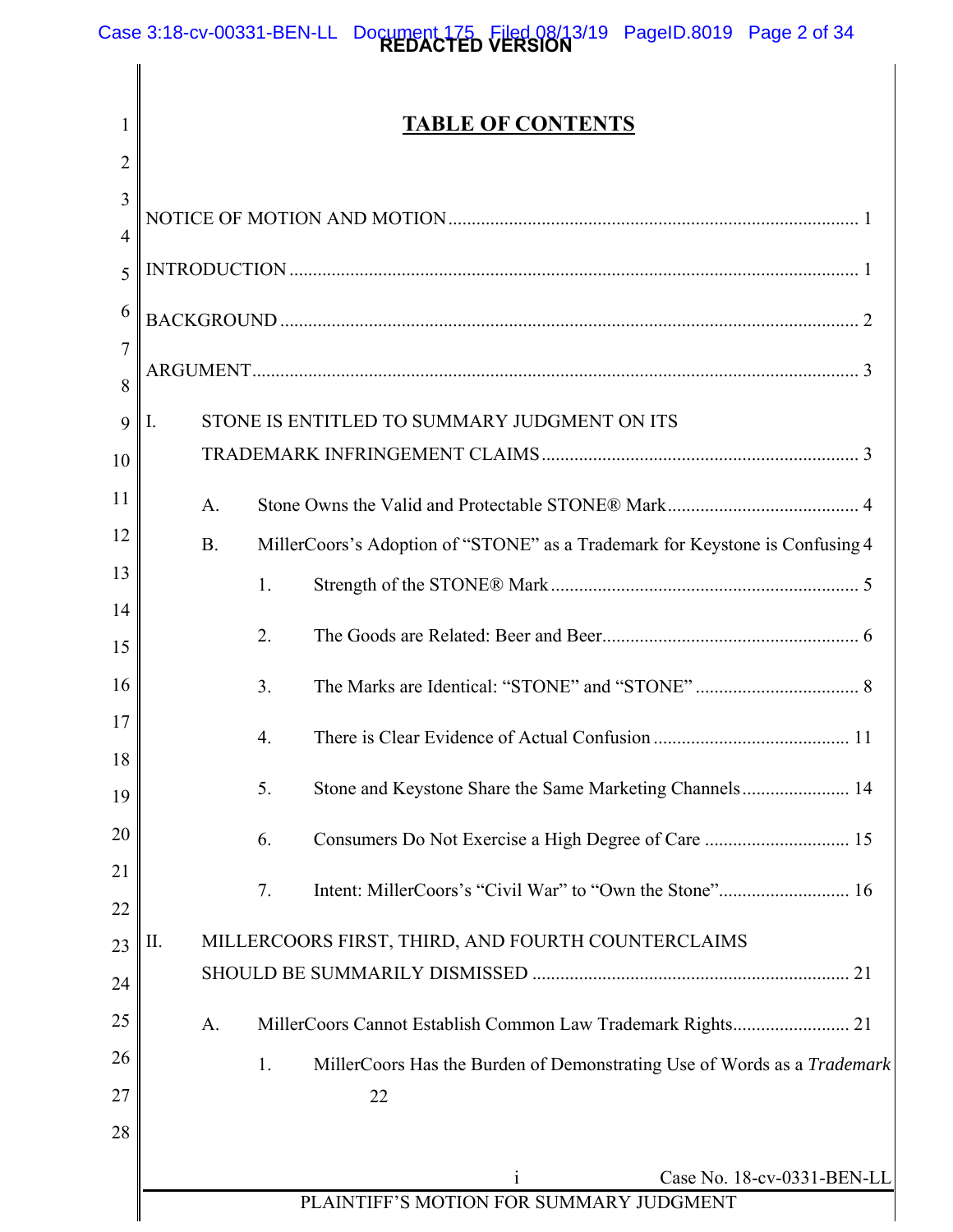# TABLE OF CONTENTS

NOTICE OF MOTION AND MOTION ........................................................ 1

INTRODUCTION ........................................................ 1

BACKGROUND ........................................................ 2

ARGUMENT ........................................................ 3

I. STONE IS ENTITLED TO SUMMARY JUDGMENT ON ITS TRADEMARK INFRINGEMENT CLAIMS ........................................................ 3

  A. Stone Owns the Valid and Protectable STONE® Mark ........................................................ 4

  B. MillerCoors's Adoption of "STONE" as a Trademark for Keystone is Confusing 4

    1. Strength of the STONE® Mark ........................................................ 5

    2. The Goods are Related: Beer and Beer ........................................................ 6

    3. The Marks are Identical: "STONE" and "STONE" ........................................................ 8

    4. There is Clear Evidence of Actual Confusion ........................................................ 11

    5. Stone and Keystone Share the Same Marketing Channels ........................................................ 14

    6. Consumers Do Not Exercise a High Degree of Care ........................................................ 15

    7. Intent: MillerCoors's "Civil War" to "Own the Stone" ........................................................ 16

II. MILLERCOORS FIRST, THIRD, AND FOURTH COUNTERCLAIMS SHOULD BE SUMMARILY DISMISSED ........................................................ 21

  A. MillerCoors Cannot Establish Common Law Trademark Rights ........................................................ 21

    1. MillerCoors Has the Burden of Demonstrating Use of Words as a *Trademark* 22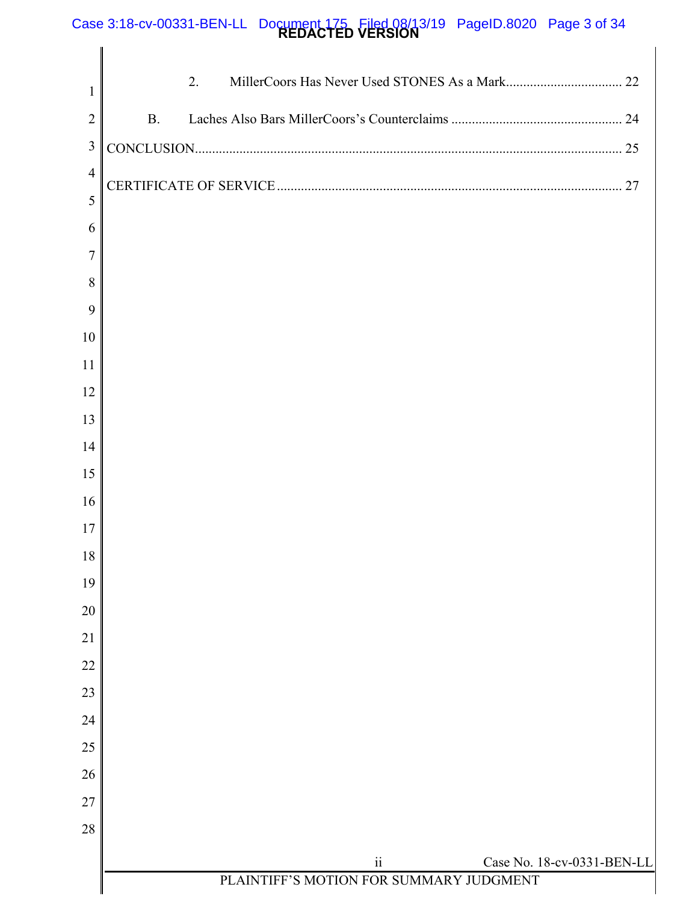2. MillerCoors Has Never Used STONES As a Mark .................................. 22

B. Laches Also Bars MillerCoors's Counterclaims .................................................. 24

CONCLUSION ........................................................................................................................... 25

CERTIFICATE OF SERVICE .................................................................................................... 27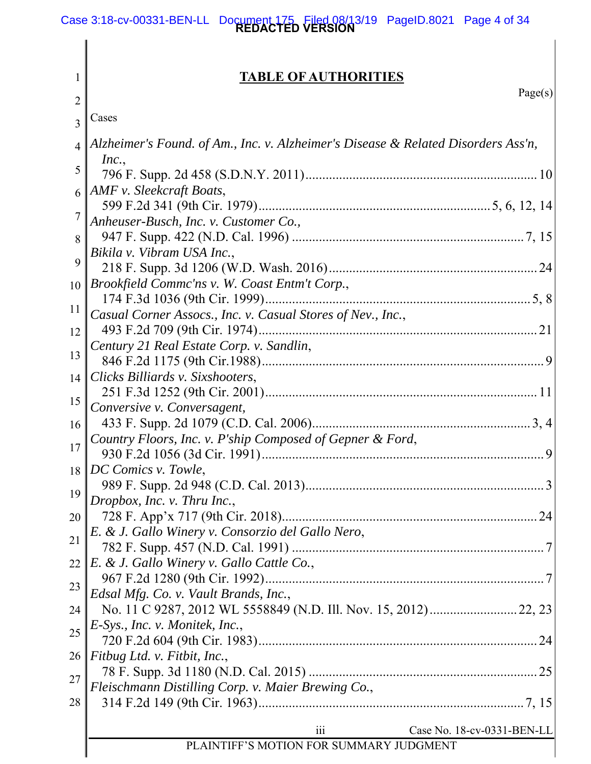## TABLE OF AUTHORITIES

Page(s)

Cases

*Alzheimer's Found. of Am., Inc. v. Alzheimer's Disease & Related Disorders Ass'n, Inc.*,
796 F. Supp. 2d 458 (S.D.N.Y. 2011) .......... 10

*AMF v. Sleekcraft Boats*,
599 F.2d 341 (9th Cir. 1979) .......... 5, 6, 12, 14

*Anheuser-Busch, Inc. v. Customer Co.*,
947 F. Supp. 422 (N.D. Cal. 1996) .......... 7, 15

*Bikila v. Vibram USA Inc.*,
218 F. Supp. 3d 1206 (W.D. Wash. 2016) .......... 24

*Brookfield Commc'ns v. W. Coast Entm't Corp.*,
174 F.3d 1036 (9th Cir. 1999) .......... 5, 8

*Casual Corner Assocs., Inc. v. Casual Stores of Nev., Inc.*,
493 F.2d 709 (9th Cir. 1974) .......... 21

*Century 21 Real Estate Corp. v. Sandlin*,
846 F.2d 1175 (9th Cir.1988) .......... 9

*Clicks Billiards v. Sixshooters*,
251 F.3d 1252 (9th Cir. 2001) .......... 11

*Conversive v. Conversagent*,
433 F. Supp. 2d 1079 (C.D. Cal. 2006) .......... 3, 4

*Country Floors, Inc. v. P'ship Composed of Gepner & Ford*,
930 F.2d 1056 (3d Cir. 1991) .......... 9

*DC Comics v. Towle*,
989 F. Supp. 2d 948 (C.D. Cal. 2013) .......... 3

*Dropbox, Inc. v. Thru Inc.*,
728 F. App'x 717 (9th Cir. 2018) .......... 24

*E. & J. Gallo Winery v. Consorzio del Gallo Nero*,
782 F. Supp. 457 (N.D. Cal. 1991) .......... 7

*E. & J. Gallo Winery v. Gallo Cattle Co.*,
967 F.2d 1280 (9th Cir. 1992) .......... 7

*Edsal Mfg. Co. v. Vault Brands, Inc.*,
No. 11 C 9287, 2012 WL 5558849 (N.D. Ill. Nov. 15, 2012) .......... 22, 23

*E-Sys., Inc. v. Monitek, Inc.*,
720 F.2d 604 (9th Cir. 1983) .......... 24

*Fitbug Ltd. v. Fitbit, Inc.*,
78 F. Supp. 3d 1180 (N.D. Cal. 2015) .......... 25

*Fleischmann Distilling Corp. v. Maier Brewing Co.*,
314 F.2d 149 (9th Cir. 1963) .......... 7, 15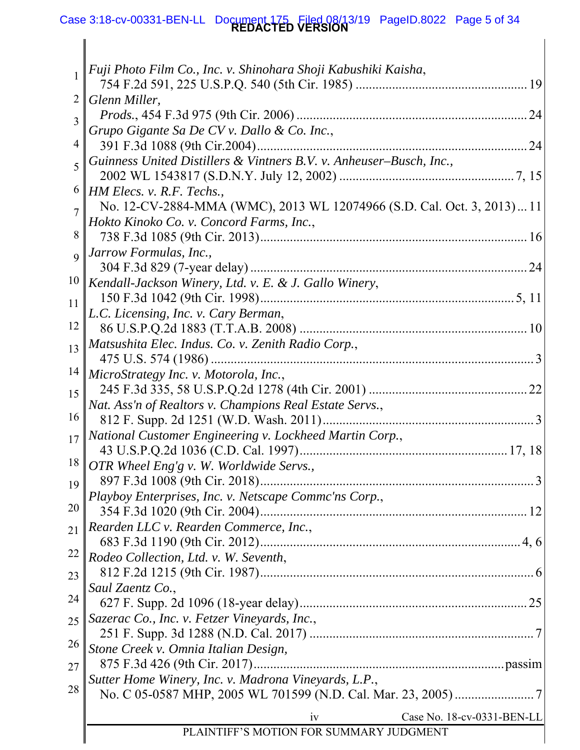*Fuji Photo Film Co., Inc. v. Shinohara Shoji Kabushiki Kaisha*,
754 F.2d 591, 225 U.S.P.Q. 540 (5th Cir. 1985) .......... 19

*Glenn Miller*,
*Prods.*, 454 F.3d 975 (9th Cir. 2006) .......... 24

*Grupo Gigante Sa De CV v. Dallo & Co. Inc.*,
391 F.3d 1088 (9th Cir.2004) .......... 24

*Guinness United Distillers & Vintners B.V. v. Anheuser–Busch, Inc.*,
2002 WL 1543817 (S.D.N.Y. July 12, 2002) .......... 7, 15

*HM Elecs. v. R.F. Techs.*,
No. 12-CV-2884-MMA (WMC), 2013 WL 12074966 (S.D. Cal. Oct. 3, 2013) .......... 11

*Hokto Kinoko Co. v. Concord Farms, Inc.*,
738 F.3d 1085 (9th Cir. 2013) .......... 16

*Jarrow Formulas, Inc.*,
304 F.3d 829 (7-year delay) .......... 24

*Kendall-Jackson Winery, Ltd. v. E. & J. Gallo Winery*,
150 F.3d 1042 (9th Cir. 1998) .......... 5, 11

*L.C. Licensing, Inc. v. Cary Berman*,
86 U.S.P.Q.2d 1883 (T.T.A.B. 2008) .......... 10

*Matsushita Elec. Indus. Co. v. Zenith Radio Corp.*,
475 U.S. 574 (1986) .......... 3

*MicroStrategy Inc. v. Motorola, Inc.*,
245 F.3d 335, 58 U.S.P.Q.2d 1278 (4th Cir. 2001) .......... 22

*Nat. Ass'n of Realtors v. Champions Real Estate Servs.*,
812 F. Supp. 2d 1251 (W.D. Wash. 2011) .......... 3

*National Customer Engineering v. Lockheed Martin Corp.*,
43 U.S.P.Q.2d 1036 (C.D. Cal. 1997) .......... 17, 18

*OTR Wheel Eng'g v. W. Worldwide Servs.*,
897 F.3d 1008 (9th Cir. 2018) .......... 3

*Playboy Enterprises, Inc. v. Netscape Commc'ns Corp.*,
354 F.3d 1020 (9th Cir. 2004) .......... 12

*Rearden LLC v. Rearden Commerce, Inc.*,
683 F.3d 1190 (9th Cir. 2012) .......... 4, 6

*Rodeo Collection, Ltd. v. W. Seventh*,
812 F.2d 1215 (9th Cir. 1987) .......... 6

*Saul Zaentz Co.*,
627 F. Supp. 2d 1096 (18-year delay) .......... 25

*Sazerac Co., Inc. v. Fetzer Vineyards, Inc.*,
251 F. Supp. 3d 1288 (N.D. Cal. 2017) .......... 7

*Stone Creek v. Omnia Italian Design*,
875 F.3d 426 (9th Cir. 2017) .......... passim

*Sutter Home Winery, Inc. v. Madrona Vineyards, L.P.*,
No. C 05-0587 MHP, 2005 WL 701599 (N.D. Cal. Mar. 23, 2005) .......... 7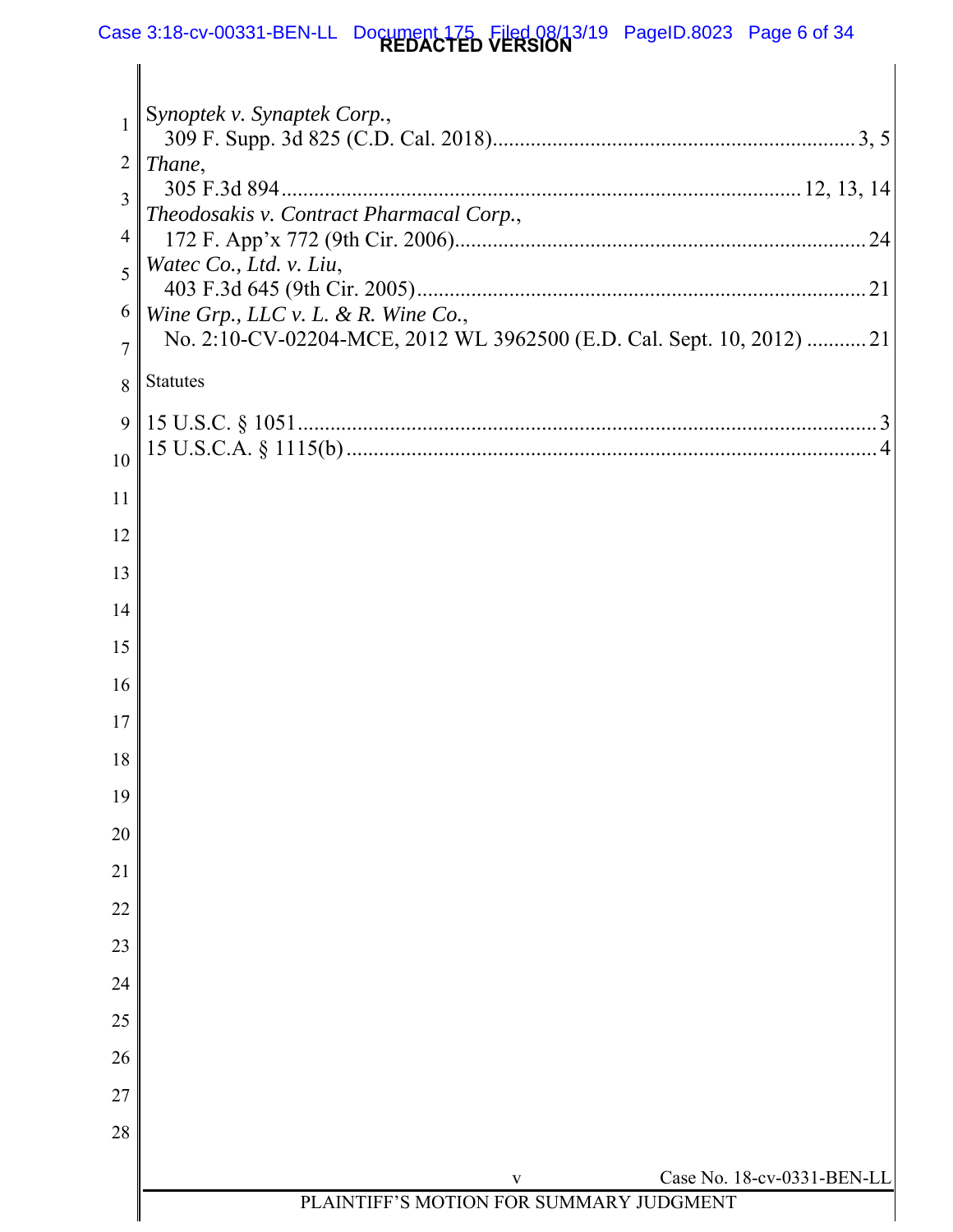*Synoptek v. Synaptek Corp.*,
309 F. Supp. 3d 825 (C.D. Cal. 2018).................................................................. 3, 5

*Thane*,
305 F.3d 894................................................................................................ 12, 13, 14

*Theodosakis v. Contract Pharmacal Corp.*,
172 F. App'x 772 (9th Cir. 2006).......................................................................... 24

*Watec Co., Ltd. v. Liu*,
403 F.3d 645 (9th Cir. 2005)................................................................................. 21

*Wine Grp., LLC v. L. & R. Wine Co.*,
No. 2:10-CV-02204-MCE, 2012 WL 3962500 (E.D. Cal. Sept. 10, 2012) ........... 21

Statutes

15 U.S.C. § 1051.......................................................................................................... 3

15 U.S.C.A. § 1115(b) ................................................................................................ 4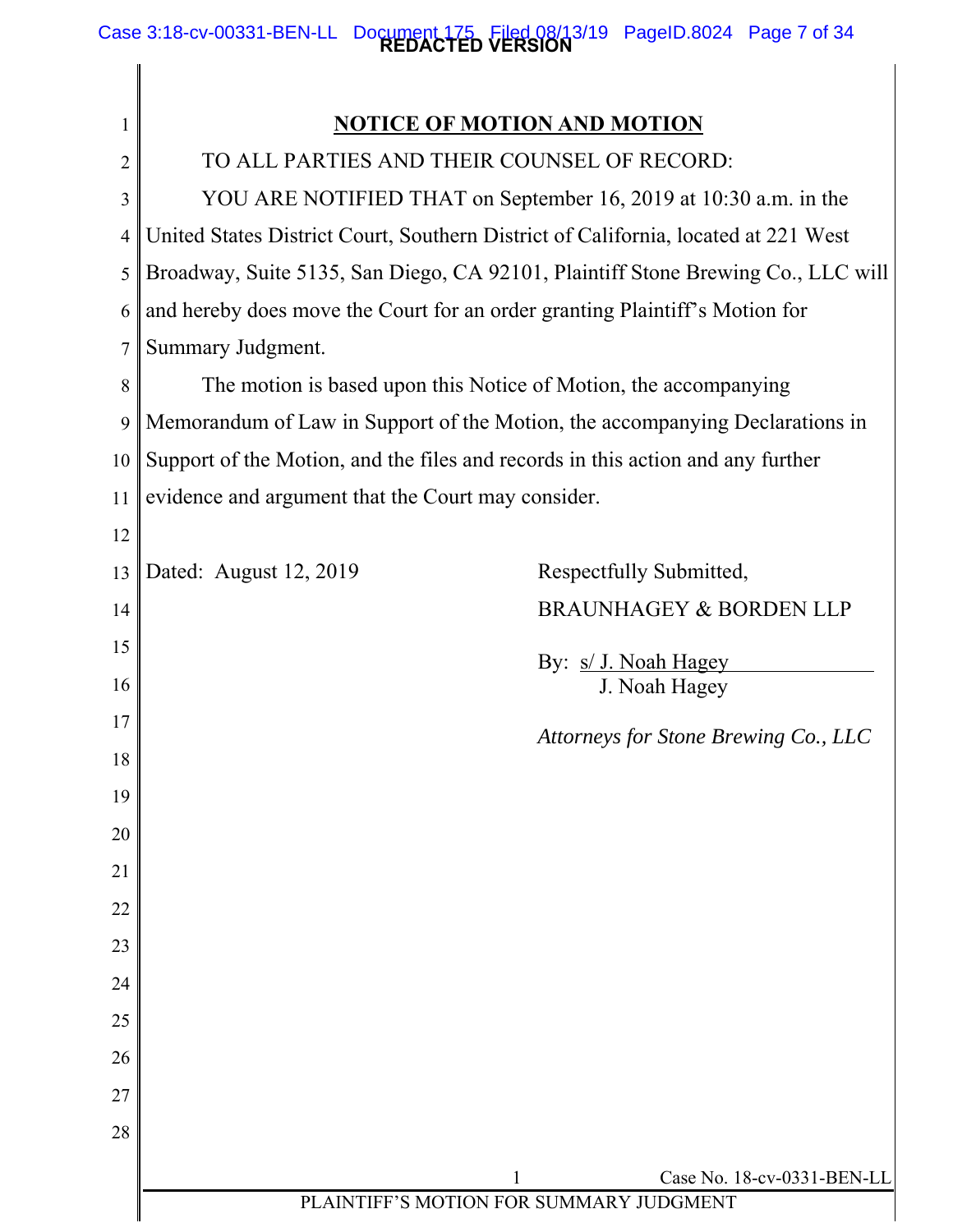## NOTICE OF MOTION AND MOTION

TO ALL PARTIES AND THEIR COUNSEL OF RECORD:

YOU ARE NOTIFIED THAT on September 16, 2019 at 10:30 a.m. in the United States District Court, Southern District of California, located at 221 West Broadway, Suite 5135, San Diego, CA 92101, Plaintiff Stone Brewing Co., LLC will and hereby does move the Court for an order granting Plaintiff's Motion for Summary Judgment.

The motion is based upon this Notice of Motion, the accompanying Memorandum of Law in Support of the Motion, the accompanying Declarations in Support of the Motion, and the files and records in this action and any further evidence and argument that the Court may consider.

Dated: August 12, 2019

Respectfully Submitted,

BRAUNHAGEY & BORDEN LLP

By: s/ J. Noah Hagey
J. Noah Hagey

*Attorneys for Stone Brewing Co., LLC*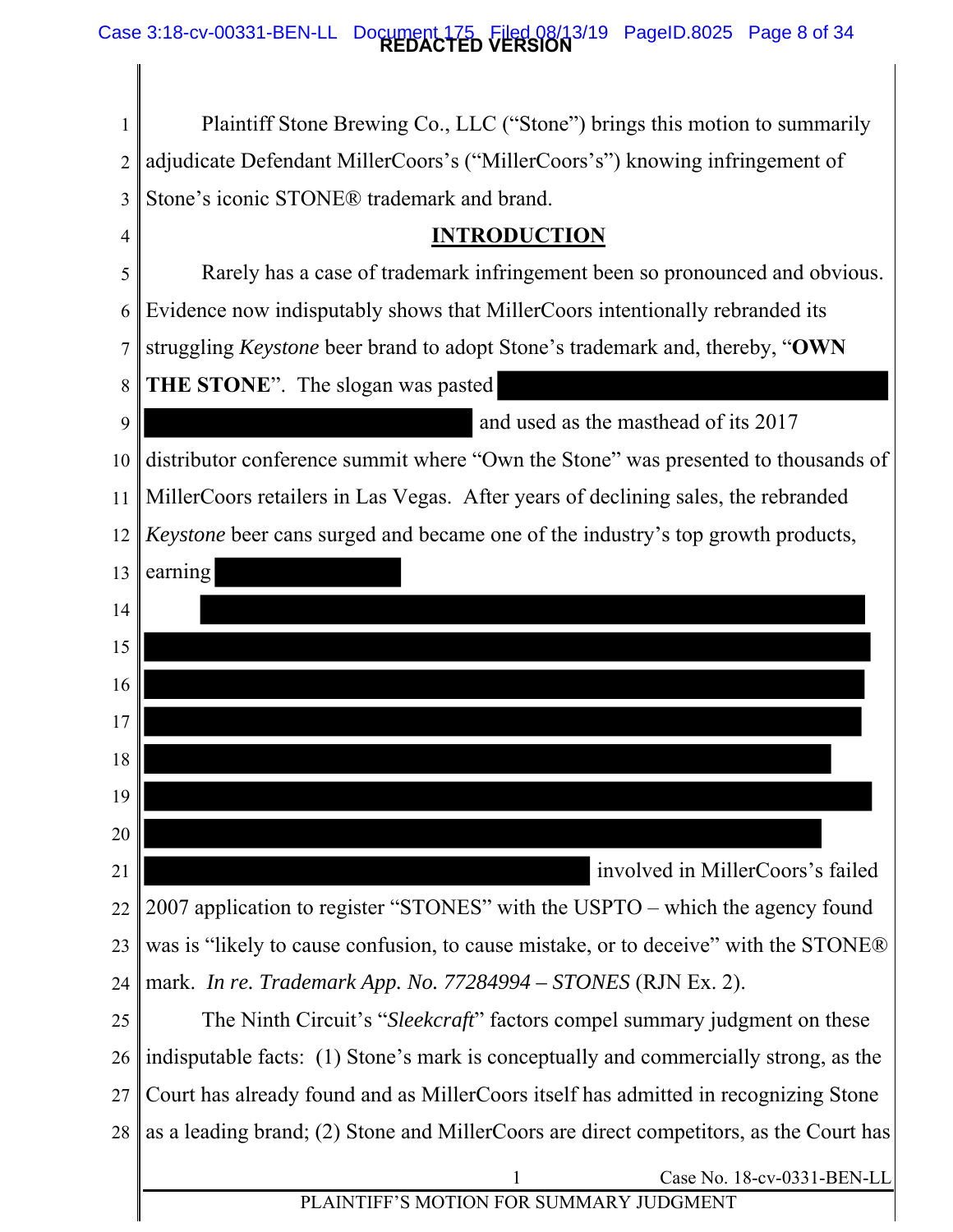Plaintiff Stone Brewing Co., LLC ("Stone") brings this motion to summarily adjudicate Defendant MillerCoors's ("MillerCoors's") knowing infringement of Stone's iconic STONE® trademark and brand.

## INTRODUCTION

Rarely has a case of trademark infringement been so pronounced and obvious. Evidence now indisputably shows that MillerCoors intentionally rebranded its struggling *Keystone* beer brand to adopt Stone's trademark and, thereby, "**OWN THE STONE**". The slogan was pasted [REDACTED] and used as the masthead of its 2017 distributor conference summit where "Own the Stone" was presented to thousands of MillerCoors retailers in Las Vegas. After years of declining sales, the rebranded *Keystone* beer cans surged and became one of the industry's top growth products, earning [REDACTED]

[REDACTED] involved in MillerCoors's failed 2007 application to register "STONES" with the USPTO – which the agency found was is "likely to cause confusion, to cause mistake, or to deceive" with the STONE® mark. *In re. Trademark App. No. 77284994 – STONES* (RJN Ex. 2).

The Ninth Circuit's "*Sleekcraft*" factors compel summary judgment on these indisputable facts: (1) Stone's mark is conceptually and commercially strong, as the Court has already found and as MillerCoors itself has admitted in recognizing Stone as a leading brand; (2) Stone and MillerCoors are direct competitors, as the Court has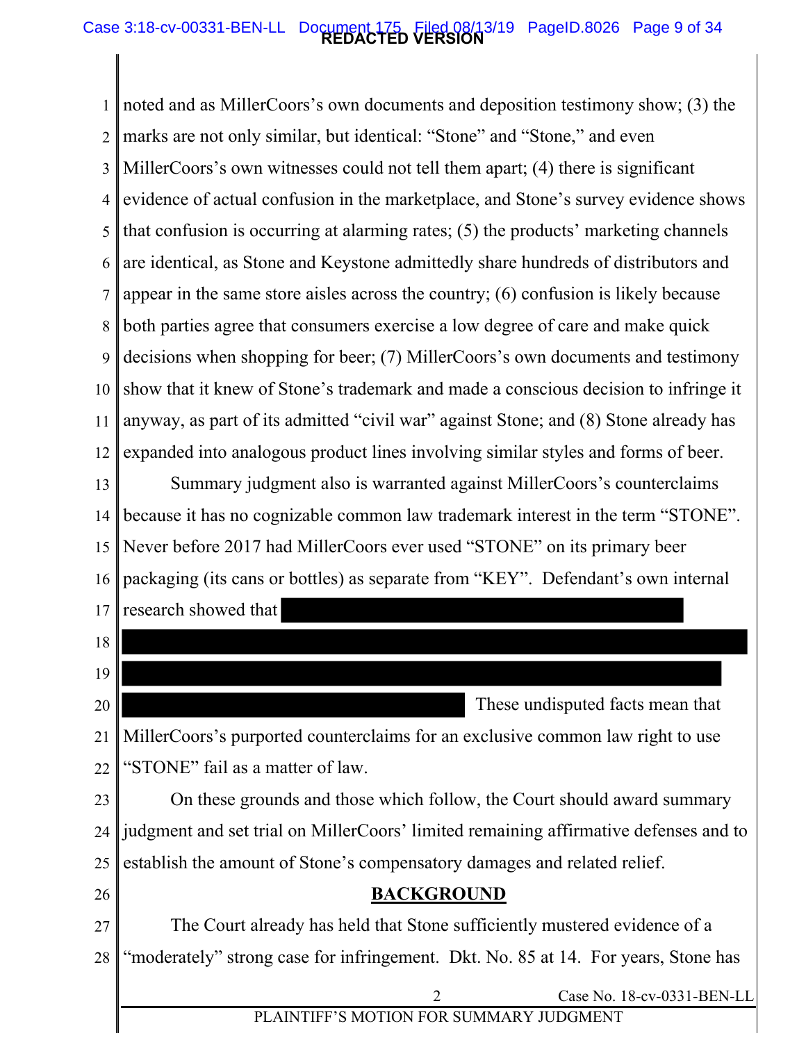noted and as MillerCoors's own documents and deposition testimony show; (3) the marks are not only similar, but identical: "Stone" and "Stone," and even MillerCoors's own witnesses could not tell them apart; (4) there is significant evidence of actual confusion in the marketplace, and Stone's survey evidence shows that confusion is occurring at alarming rates; (5) the products' marketing channels are identical, as Stone and Keystone admittedly share hundreds of distributors and appear in the same store aisles across the country; (6) confusion is likely because both parties agree that consumers exercise a low degree of care and make quick decisions when shopping for beer; (7) MillerCoors's own documents and testimony show that it knew of Stone's trademark and made a conscious decision to infringe it anyway, as part of its admitted "civil war" against Stone; and (8) Stone already has expanded into analogous product lines involving similar styles and forms of beer.

Summary judgment also is warranted against MillerCoors's counterclaims because it has no cognizable common law trademark interest in the term "STONE". Never before 2017 had MillerCoors ever used "STONE" on its primary beer packaging (its cans or bottles) as separate from "KEY". Defendant's own internal research showed that [REDACTED] These undisputed facts mean that MillerCoors's purported counterclaims for an exclusive common law right to use "STONE" fail as a matter of law.

On these grounds and those which follow, the Court should award summary judgment and set trial on MillerCoors' limited remaining affirmative defenses and to establish the amount of Stone's compensatory damages and related relief.

## BACKGROUND

The Court already has held that Stone sufficiently mustered evidence of a "moderately" strong case for infringement. Dkt. No. 85 at 14. For years, Stone has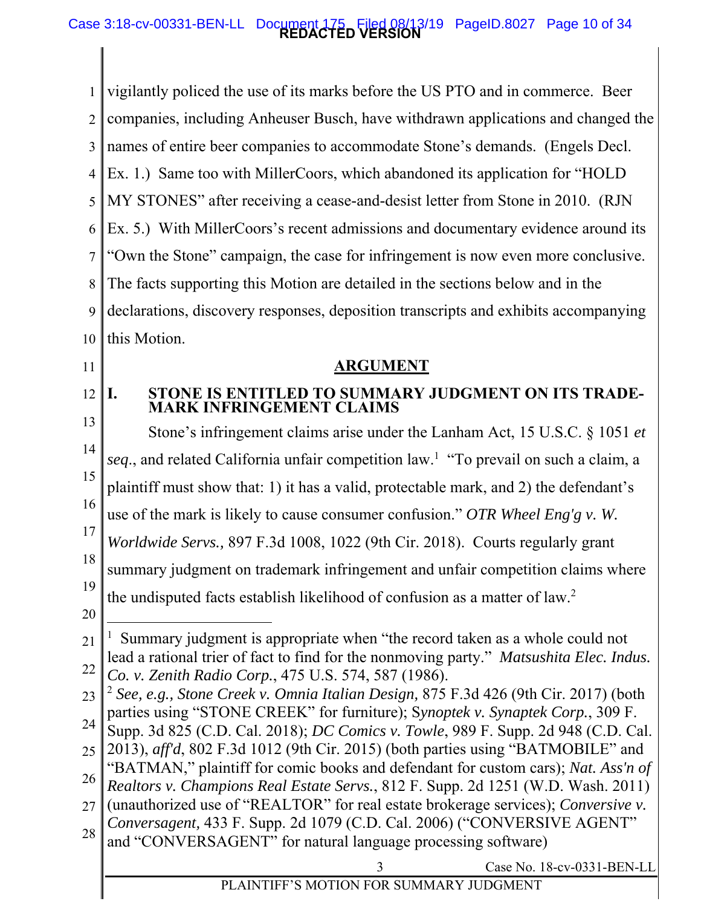vigilantly policed the use of its marks before the US PTO and in commerce. Beer companies, including Anheuser Busch, have withdrawn applications and changed the names of entire beer companies to accommodate Stone's demands. (Engels Decl. Ex. 1.) Same too with MillerCoors, which abandoned its application for "HOLD MY STONES" after receiving a cease-and-desist letter from Stone in 2010. (RJN Ex. 5.) With MillerCoors's recent admissions and documentary evidence around its "Own the Stone" campaign, the case for infringement is now even more conclusive. The facts supporting this Motion are detailed in the sections below and in the declarations, discovery responses, deposition transcripts and exhibits accompanying this Motion.

## ARGUMENT

### I. STONE IS ENTITLED TO SUMMARY JUDGMENT ON ITS TRADE-MARK INFRINGEMENT CLAIMS

Stone's infringement claims arise under the Lanham Act, 15 U.S.C. § 1051 *et seq*., and related California unfair competition law.[1] "To prevail on such a claim, a plaintiff must show that: 1) it has a valid, protectable mark, and 2) the defendant's use of the mark is likely to cause consumer confusion." *OTR Wheel Eng'g v. W. Worldwide Servs.,* 897 F.3d 1008, 1022 (9th Cir. 2018). Courts regularly grant summary judgment on trademark infringement and unfair competition claims where the undisputed facts establish likelihood of confusion as a matter of law.[2]

---

[1] Summary judgment is appropriate when "the record taken as a whole could not lead a rational trier of fact to find for the nonmoving party." *Matsushita Elec. Indus. Co. v. Zenith Radio Corp.*, 475 U.S. 574, 587 (1986).

[2] *See, e.g., Stone Creek v. Omnia Italian Design,* 875 F.3d 426 (9th Cir. 2017) (both parties using "STONE CREEK" for furniture); *Synoptek v. Synaptek Corp.*, 309 F. Supp. 3d 825 (C.D. Cal. 2018); *DC Comics v. Towle*, 989 F. Supp. 2d 948 (C.D. Cal. 2013), *aff'd*, 802 F.3d 1012 (9th Cir. 2015) (both parties using "BATMOBILE" and "BATMAN," plaintiff for comic books and defendant for custom cars); *Nat. Ass'n of Realtors v. Champions Real Estate Servs.*, 812 F. Supp. 2d 1251 (W.D. Wash. 2011) (unauthorized use of "REALTOR" for real estate brokerage services); *Conversive v. Conversagent,* 433 F. Supp. 2d 1079 (C.D. Cal. 2006) ("CONVERSIVE AGENT" and "CONVERSAGENT" for natural language processing software)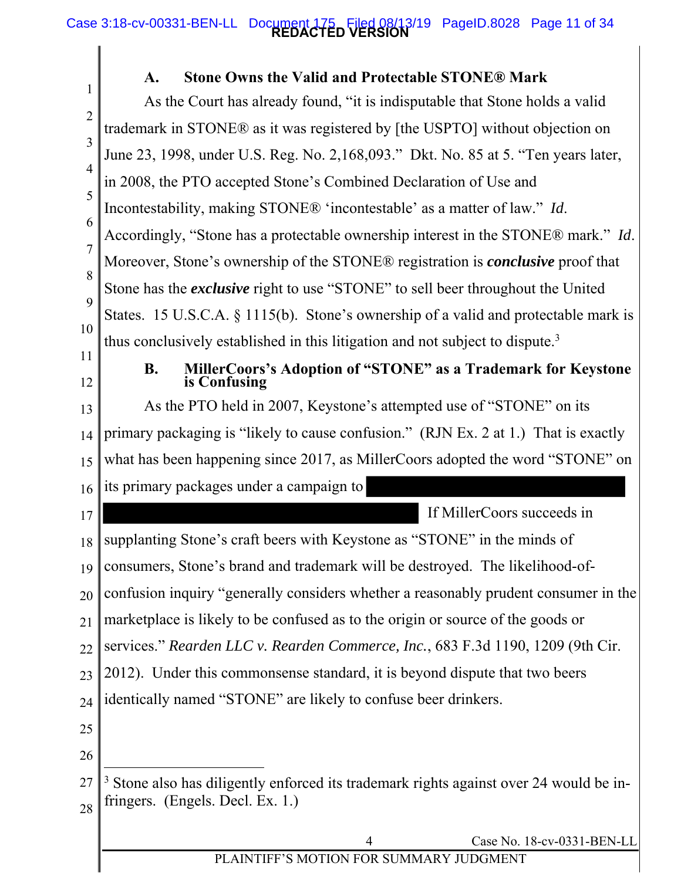### A. Stone Owns the Valid and Protectable STONE® Mark

As the Court has already found, "it is indisputable that Stone holds a valid trademark in STONE® as it was registered by [the USPTO] without objection on June 23, 1998, under U.S. Reg. No. 2,168,093." Dkt. No. 85 at 5. "Ten years later, in 2008, the PTO accepted Stone's Combined Declaration of Use and Incontestability, making STONE® 'incontestable' as a matter of law." *Id*. Accordingly, "Stone has a protectable ownership interest in the STONE® mark." *Id*. Moreover, Stone's ownership of the STONE® registration is ***conclusive*** proof that Stone has the ***exclusive*** right to use "STONE" to sell beer throughout the United States. 15 U.S.C.A. § 1115(b). Stone's ownership of a valid and protectable mark is thus conclusively established in this litigation and not subject to dispute.[3]

### B. MillerCoors's Adoption of "STONE" as a Trademark for Keystone is Confusing

As the PTO held in 2007, Keystone's attempted use of "STONE" on its primary packaging is "likely to cause confusion." (RJN Ex. 2 at 1.) That is exactly what has been happening since 2017, as MillerCoors adopted the word "STONE" on its primary packages under a campaign to [REDACTED] If MillerCoors succeeds in supplanting Stone's craft beers with Keystone as "STONE" in the minds of consumers, Stone's brand and trademark will be destroyed. The likelihood-of-confusion inquiry "generally considers whether a reasonably prudent consumer in the marketplace is likely to be confused as to the origin or source of the goods or services." *Rearden LLC v. Rearden Commerce, Inc.*, 683 F.3d 1190, 1209 (9th Cir. 2012). Under this commonsense standard, it is beyond dispute that two beers identically named "STONE" are likely to confuse beer drinkers.

---

[3] Stone also has diligently enforced its trademark rights against over 24 would be in-fringers. (Engels. Decl. Ex. 1.)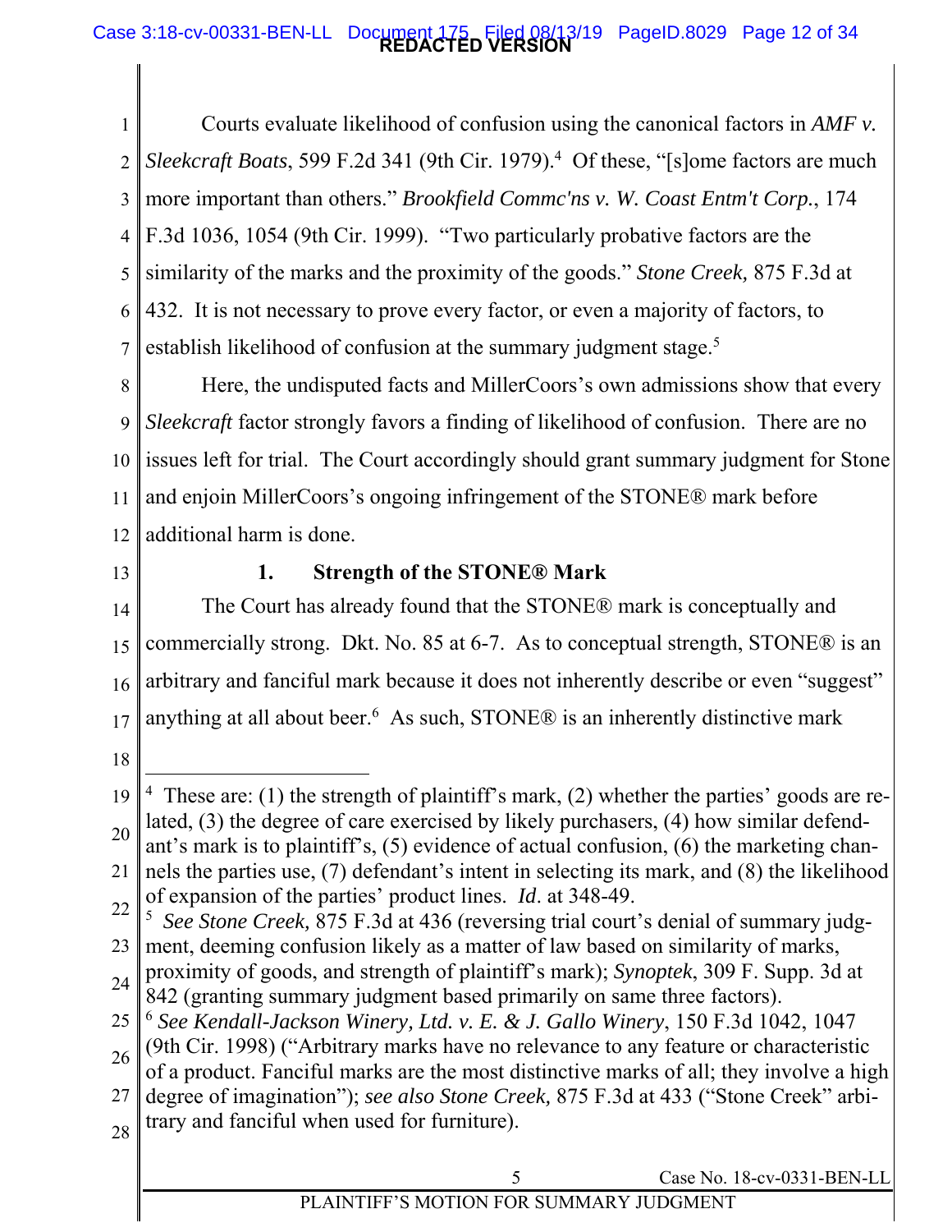Courts evaluate likelihood of confusion using the canonical factors in *AMF v. Sleekcraft Boats*, 599 F.2d 341 (9th Cir. 1979).[4] Of these, "[s]ome factors are much more important than others." *Brookfield Commc'ns v. W. Coast Entm't Corp.*, 174 F.3d 1036, 1054 (9th Cir. 1999). "Two particularly probative factors are the similarity of the marks and the proximity of the goods." *Stone Creek,* 875 F.3d at 432. It is not necessary to prove every factor, or even a majority of factors, to establish likelihood of confusion at the summary judgment stage.[5]

Here, the undisputed facts and MillerCoors's own admissions show that every *Sleekcraft* factor strongly favors a finding of likelihood of confusion. There are no issues left for trial. The Court accordingly should grant summary judgment for Stone and enjoin MillerCoors's ongoing infringement of the STONE® mark before additional harm is done.

### 1. Strength of the STONE® Mark

The Court has already found that the STONE® mark is conceptually and commercially strong. Dkt. No. 85 at 6-7. As to conceptual strength, STONE® is an arbitrary and fanciful mark because it does not inherently describe or even "suggest" anything at all about beer.[6] As such, STONE® is an inherently distinctive mark

---

[4] These are: (1) the strength of plaintiff's mark, (2) whether the parties' goods are related, (3) the degree of care exercised by likely purchasers, (4) how similar defendant's mark is to plaintiff's, (5) evidence of actual confusion, (6) the marketing channels the parties use, (7) defendant's intent in selecting its mark, and (8) the likelihood of expansion of the parties' product lines. *Id*. at 348-49.

[5] *See Stone Creek,* 875 F.3d at 436 (reversing trial court's denial of summary judgment, deeming confusion likely as a matter of law based on similarity of marks, proximity of goods, and strength of plaintiff's mark); *Synoptek*, 309 F. Supp. 3d at 842 (granting summary judgment based primarily on same three factors).

[6] *See Kendall-Jackson Winery, Ltd. v. E. & J. Gallo Winery*, 150 F.3d 1042, 1047 (9th Cir. 1998) ("Arbitrary marks have no relevance to any feature or characteristic of a product. Fanciful marks are the most distinctive marks of all; they involve a high degree of imagination"); *see also Stone Creek,* 875 F.3d at 433 ("Stone Creek" arbitrary and fanciful when used for furniture).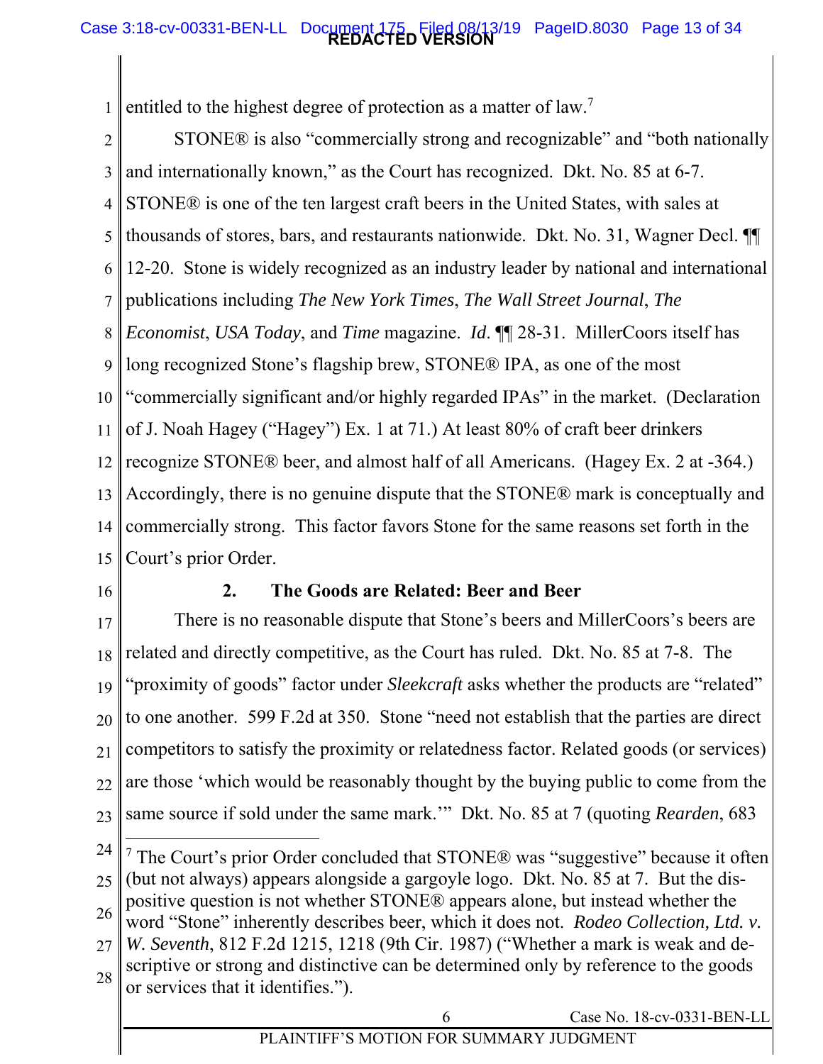entitled to the highest degree of protection as a matter of law.[7]

STONE® is also "commercially strong and recognizable" and "both nationally and internationally known," as the Court has recognized. Dkt. No. 85 at 6-7. STONE® is one of the ten largest craft beers in the United States, with sales at thousands of stores, bars, and restaurants nationwide. Dkt. No. 31, Wagner Decl. ¶¶ 12-20. Stone is widely recognized as an industry leader by national and international publications including *The New York Times*, *The Wall Street Journal*, *The Economist*, *USA Today*, and *Time* magazine. *Id.* ¶¶ 28-31. MillerCoors itself has long recognized Stone's flagship brew, STONE® IPA, as one of the most "commercially significant and/or highly regarded IPAs" in the market. (Declaration of J. Noah Hagey ("Hagey") Ex. 1 at 71.) At least 80% of craft beer drinkers recognize STONE® beer, and almost half of all Americans. (Hagey Ex. 2 at -364.) Accordingly, there is no genuine dispute that the STONE® mark is conceptually and commercially strong. This factor favors Stone for the same reasons set forth in the Court's prior Order.

### 2. The Goods are Related: Beer and Beer

There is no reasonable dispute that Stone's beers and MillerCoors's beers are related and directly competitive, as the Court has ruled. Dkt. No. 85 at 7-8. The "proximity of goods" factor under *Sleekcraft* asks whether the products are "related" to one another. 599 F.2d at 350. Stone "need not establish that the parties are direct competitors to satisfy the proximity or relatedness factor. Related goods (or services) are those 'which would be reasonably thought by the buying public to come from the same source if sold under the same mark.'" Dkt. No. 85 at 7 (quoting *Rearden*, 683

---

[7] The Court's prior Order concluded that STONE® was "suggestive" because it often (but not always) appears alongside a gargoyle logo. Dkt. No. 85 at 7. But the dispositive question is not whether STONE® appears alone, but instead whether the word "Stone" inherently describes beer, which it does not. *Rodeo Collection, Ltd. v. W. Seventh*, 812 F.2d 1215, 1218 (9th Cir. 1987) ("Whether a mark is weak and descriptive or strong and distinctive can be determined only by reference to the goods or services that it identifies.").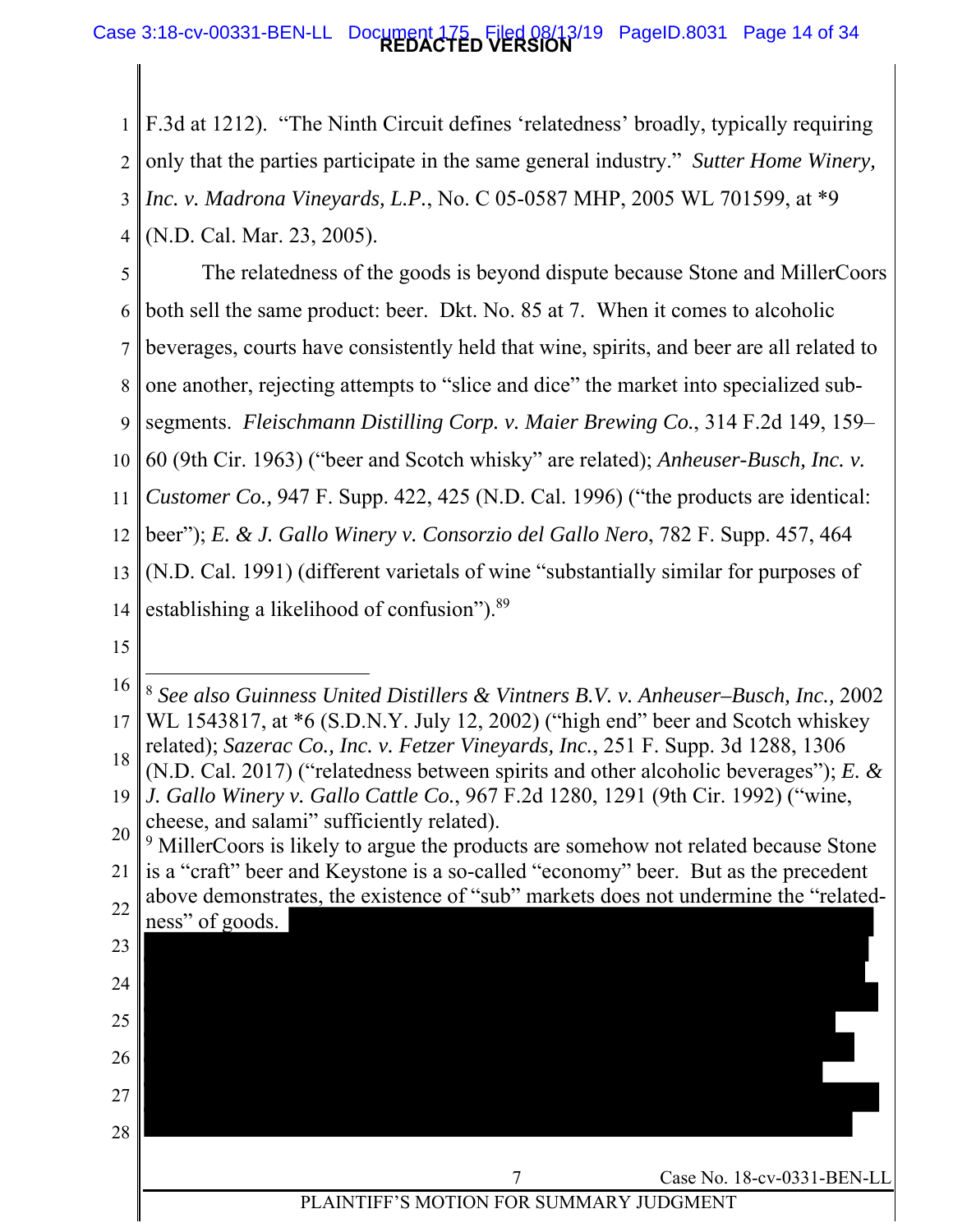F.3d at 1212). "The Ninth Circuit defines 'relatedness' broadly, typically requiring only that the parties participate in the same general industry." *Sutter Home Winery, Inc. v. Madrona Vineyards, L.P.*, No. C 05-0587 MHP, 2005 WL 701599, at *9 (N.D. Cal. Mar. 23, 2005).

The relatedness of the goods is beyond dispute because Stone and MillerCoors both sell the same product: beer. Dkt. No. 85 at 7. When it comes to alcoholic beverages, courts have consistently held that wine, spirits, and beer are all related to one another, rejecting attempts to "slice and dice" the market into specialized sub-segments. *Fleischmann Distilling Corp. v. Maier Brewing Co.*, 314 F.2d 149, 159–60 (9th Cir. 1963) ("beer and Scotch whisky" are related); *Anheuser-Busch, Inc. v. Customer Co.,* 947 F. Supp. 422, 425 (N.D. Cal. 1996) ("the products are identical: beer"); *E. & J. Gallo Winery v. Consorzio del Gallo Nero*, 782 F. Supp. 457, 464 (N.D. Cal. 1991) (different varietals of wine "substantially similar for purposes of establishing a likelihood of confusion").[8][9]

---

[8] *See also Guinness United Distillers & Vintners B.V. v. Anheuser–Busch, Inc.,* 2002 WL 1543817, at *6 (S.D.N.Y. July 12, 2002) ("high end" beer and Scotch whiskey related); *Sazerac Co., Inc. v. Fetzer Vineyards, Inc.*, 251 F. Supp. 3d 1288, 1306 (N.D. Cal. 2017) ("relatedness between spirits and other alcoholic beverages"); *E. & J. Gallo Winery v. Gallo Cattle Co.*, 967 F.2d 1280, 1291 (9th Cir. 1992) ("wine, cheese, and salami" sufficiently related).

[9] MillerCoors is likely to argue the products are somehow not related because Stone is a "craft" beer and Keystone is a so-called "economy" beer. But as the precedent above demonstrates, the existence of "sub" markets does not undermine the "relatedness" of goods. [REDACTED]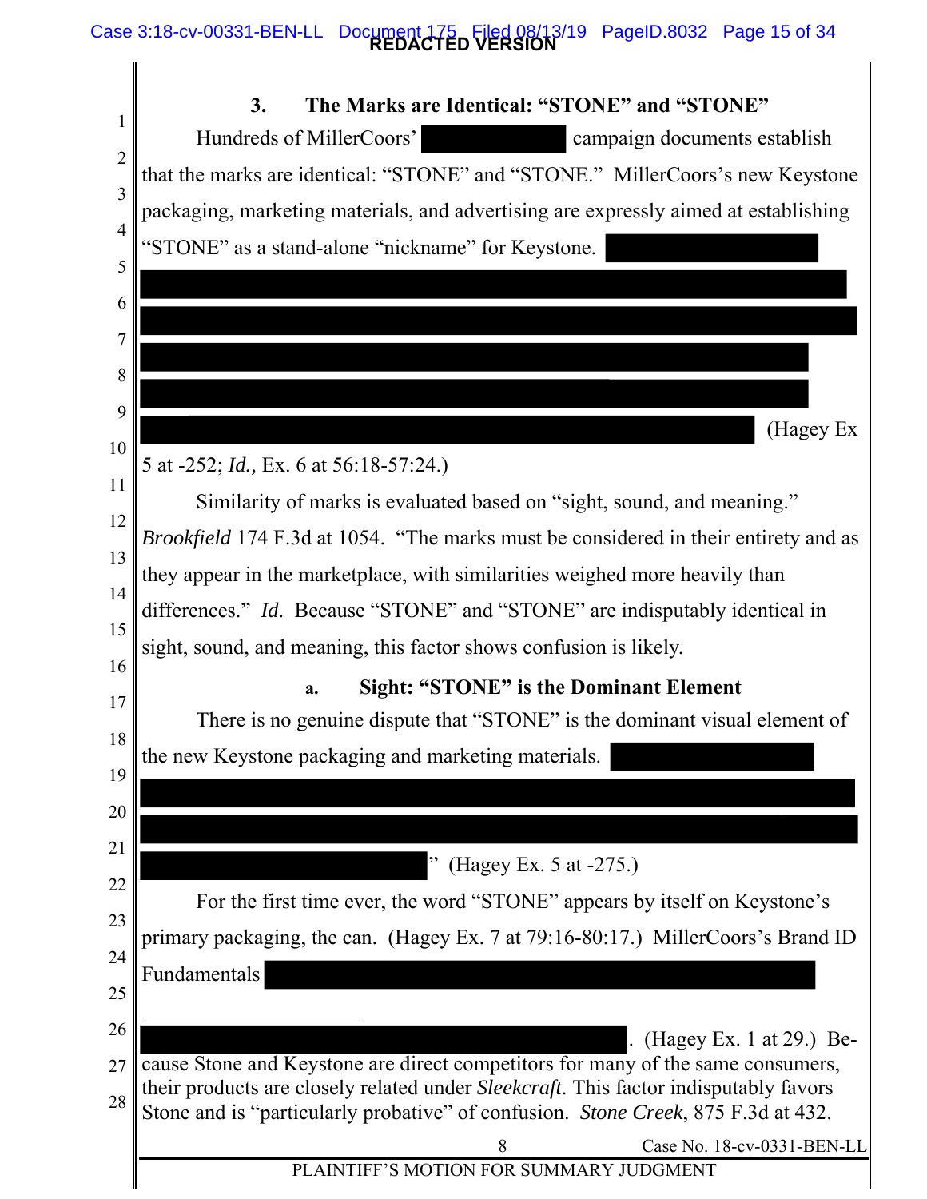### 3. The Marks are Identical: "STONE" and "STONE"

Hundreds of MillerCoors' [REDACTED] campaign documents establish that the marks are identical: "STONE" and "STONE." MillerCoors's new Keystone packaging, marketing materials, and advertising are expressly aimed at establishing "STONE" as a stand-alone "nickname" for Keystone. [REDACTED] (Hagey Ex 5 at -252; *Id.,* Ex. 6 at 56:18-57:24.)

Similarity of marks is evaluated based on "sight, sound, and meaning." *Brookfield* 174 F.3d at 1054. "The marks must be considered in their entirety and as they appear in the marketplace, with similarities weighed more heavily than differences." *Id*. Because "STONE" and "STONE" are indisputably identical in sight, sound, and meaning, this factor shows confusion is likely.

#### a. Sight: "STONE" is the Dominant Element

There is no genuine dispute that "STONE" is the dominant visual element of the new Keystone packaging and marketing materials. [REDACTED]" (Hagey Ex. 5 at -275.)

For the first time ever, the word "STONE" appears by itself on Keystone's primary packaging, the can. (Hagey Ex. 7 at 79:16-80:17.) MillerCoors's Brand ID Fundamentals [REDACTED]

---

[REDACTED]. (Hagey Ex. 1 at 29.) Because Stone and Keystone are direct competitors for many of the same consumers, their products are closely related under *Sleekcraft*. This factor indisputably favors Stone and is "particularly probative" of confusion. *Stone Creek*, 875 F.3d at 432.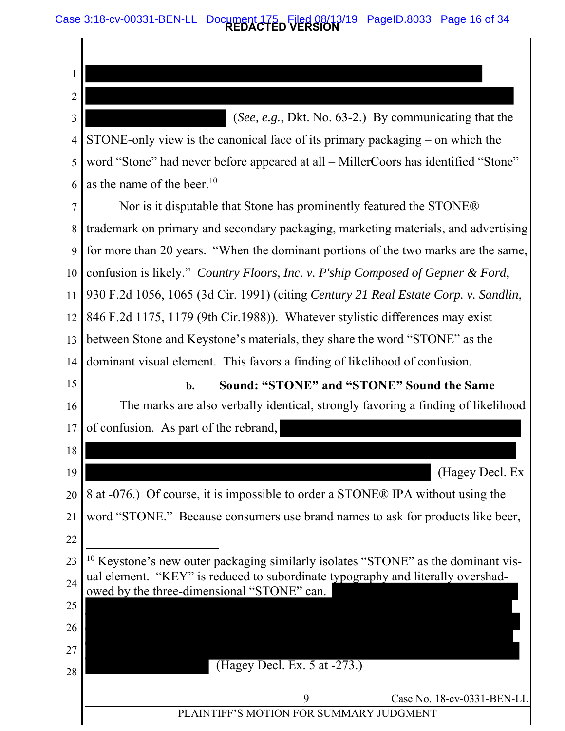(*See, e.g.*, Dkt. No. 63-2.) By communicating that the STONE-only view is the canonical face of its primary packaging – on which the word "Stone" had never before appeared at all – MillerCoors has identified "Stone" as the name of the beer.[10]

Nor is it disputable that Stone has prominently featured the STONE® trademark on primary and secondary packaging, marketing materials, and advertising for more than 20 years. "When the dominant portions of the two marks are the same, confusion is likely." *Country Floors, Inc. v. P'ship Composed of Gepner & Ford*, 930 F.2d 1056, 1065 (3d Cir. 1991) (citing *Century 21 Real Estate Corp. v. Sandlin*, 846 F.2d 1175, 1179 (9th Cir.1988)). Whatever stylistic differences may exist between Stone and Keystone's materials, they share the word "STONE" as the dominant visual element. This favors a finding of likelihood of confusion.

**b. Sound: "STONE" and "STONE" Sound the Same**

The marks are also verbally identical, strongly favoring a finding of likelihood of confusion. As part of the rebrand, (Hagey Decl. Ex 8 at -076.) Of course, it is impossible to order a STONE® IPA without using the word "STONE." Because consumers use brand names to ask for products like beer,

---

[10] Keystone's new outer packaging similarly isolates "STONE" as the dominant visual element. "KEY" is reduced to subordinate typography and literally overshadowed by the three-dimensional "STONE" can. (Hagey Decl. Ex. 5 at -273.)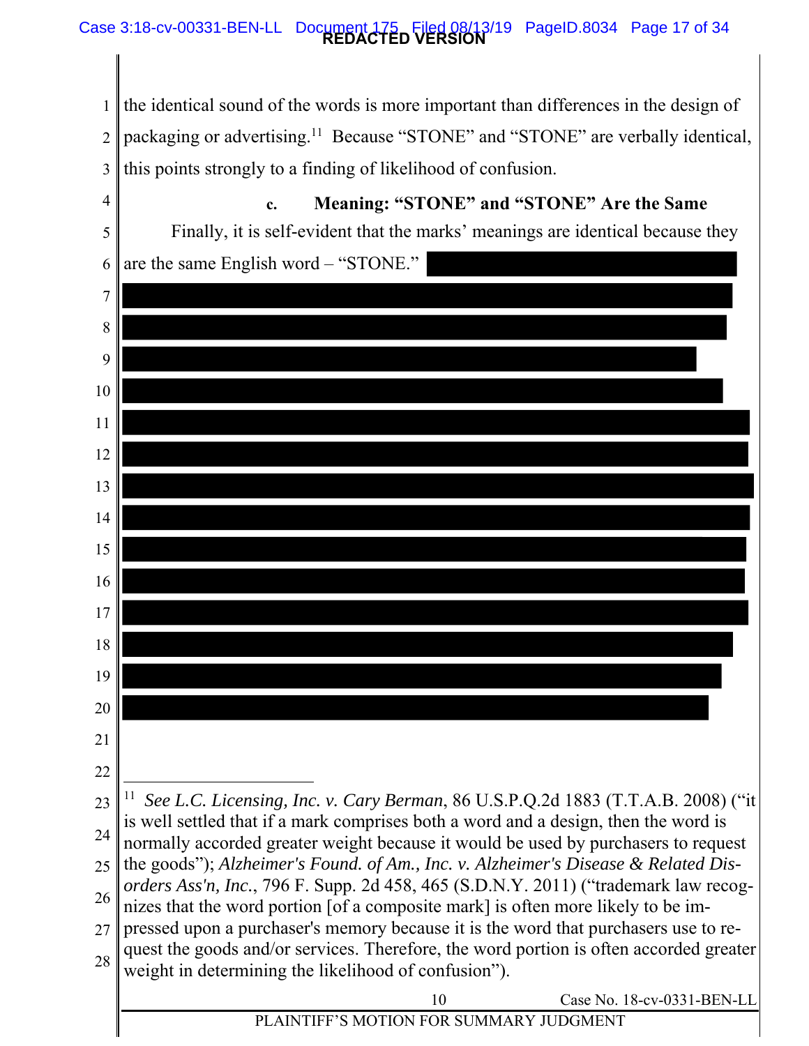the identical sound of the words is more important than differences in the design of packaging or advertising.[11] Because "STONE" and "STONE" are verbally identical, this points strongly to a finding of likelihood of confusion.

**c. Meaning: "STONE" and "STONE" Are the Same**

Finally, it is self-evident that the marks' meanings are identical because they are the same English word – "STONE."

---

[11] *See L.C. Licensing, Inc. v. Cary Berman*, 86 U.S.P.Q.2d 1883 (T.T.A.B. 2008) ("it is well settled that if a mark comprises both a word and a design, then the word is normally accorded greater weight because it would be used by purchasers to request the goods"); *Alzheimer's Found. of Am., Inc. v. Alzheimer's Disease & Related Disorders Ass'n, Inc.*, 796 F. Supp. 2d 458, 465 (S.D.N.Y. 2011) ("trademark law recognizes that the word portion [of a composite mark] is often more likely to be impressed upon a purchaser's memory because it is the word that purchasers use to request the goods and/or services. Therefore, the word portion is often accorded greater weight in determining the likelihood of confusion").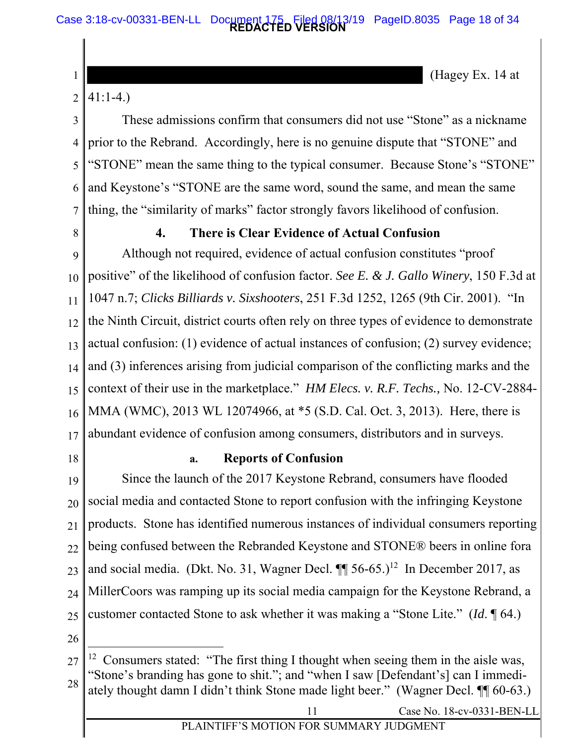(Hagey Ex. 14 at 41:1-4.)

These admissions confirm that consumers did not use "Stone" as a nickname prior to the Rebrand. Accordingly, here is no genuine dispute that "STONE" and "STONE" mean the same thing to the typical consumer. Because Stone's "STONE" and Keystone's "STONE are the same word, sound the same, and mean the same thing, the "similarity of marks" factor strongly favors likelihood of confusion.

#### 4. There is Clear Evidence of Actual Confusion

Although not required, evidence of actual confusion constitutes "proof positive" of the likelihood of confusion factor. *See E. & J. Gallo Winery*, 150 F.3d at 1047 n.7; *Clicks Billiards v. Sixshooters*, 251 F.3d 1252, 1265 (9th Cir. 2001). "In the Ninth Circuit, district courts often rely on three types of evidence to demonstrate actual confusion: (1) evidence of actual instances of confusion; (2) survey evidence; and (3) inferences arising from judicial comparison of the conflicting marks and the context of their use in the marketplace." *HM Elecs. v. R.F. Techs.,* No. 12-CV-2884-MMA (WMC), 2013 WL 12074966, at *5 (S.D. Cal. Oct. 3, 2013). Here, there is abundant evidence of confusion among consumers, distributors and in surveys.

##### a. Reports of Confusion

Since the launch of the 2017 Keystone Rebrand, consumers have flooded social media and contacted Stone to report confusion with the infringing Keystone products. Stone has identified numerous instances of individual consumers reporting being confused between the Rebranded Keystone and STONE® beers in online fora and social media. (Dkt. No. 31, Wagner Decl. ¶¶ 56-65.)[12] In December 2017, as MillerCoors was ramping up its social media campaign for the Keystone Rebrand, a customer contacted Stone to ask whether it was making a "Stone Lite." (*Id.* ¶ 64.)

---

[12] Consumers stated: "The first thing I thought when seeing them in the aisle was, "Stone's branding has gone to shit."; and "when I saw [Defendant's] can I immediately thought damn I didn't think Stone made light beer." (Wagner Decl. ¶¶ 60-63.)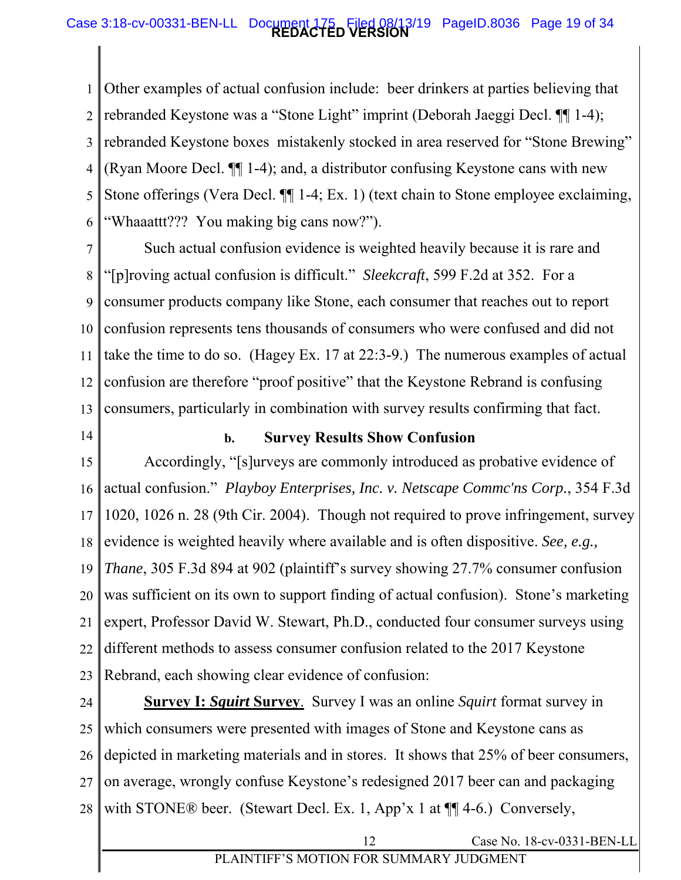Other examples of actual confusion include: beer drinkers at parties believing that rebranded Keystone was a "Stone Light" imprint (Deborah Jaeggi Decl. ¶¶ 1-4); rebranded Keystone boxes mistakenly stocked in area reserved for "Stone Brewing" (Ryan Moore Decl. ¶¶ 1-4); and, a distributor confusing Keystone cans with new Stone offerings (Vera Decl. ¶¶ 1-4; Ex. 1) (text chain to Stone employee exclaiming, "Whaaattt??? You making big cans now?").

Such actual confusion evidence is weighted heavily because it is rare and "[p]roving actual confusion is difficult." *Sleekcraft*, 599 F.2d at 352. For a consumer products company like Stone, each consumer that reaches out to report confusion represents tens thousands of consumers who were confused and did not take the time to do so. (Hagey Ex. 17 at 22:3-9.) The numerous examples of actual confusion are therefore "proof positive" that the Keystone Rebrand is confusing consumers, particularly in combination with survey results confirming that fact.

### b. Survey Results Show Confusion

Accordingly, "[s]urveys are commonly introduced as probative evidence of actual confusion." *Playboy Enterprises, Inc. v. Netscape Commc'ns Corp.*, 354 F.3d 1020, 1026 n. 28 (9th Cir. 2004). Though not required to prove infringement, survey evidence is weighted heavily where available and is often dispositive. *See, e.g., Thane*, 305 F.3d 894 at 902 (plaintiff's survey showing 27.7% consumer confusion was sufficient on its own to support finding of actual confusion). Stone's marketing expert, Professor David W. Stewart, Ph.D., conducted four consumer surveys using different methods to assess consumer confusion related to the 2017 Keystone Rebrand, each showing clear evidence of confusion:

**<u>Survey I: *Squirt* Survey</u>**. Survey I was an online *Squirt* format survey in which consumers were presented with images of Stone and Keystone cans as depicted in marketing materials and in stores. It shows that 25% of beer consumers, on average, wrongly confuse Keystone's redesigned 2017 beer can and packaging with STONE® beer. (Stewart Decl. Ex. 1, App'x 1 at ¶¶ 4-6.) Conversely,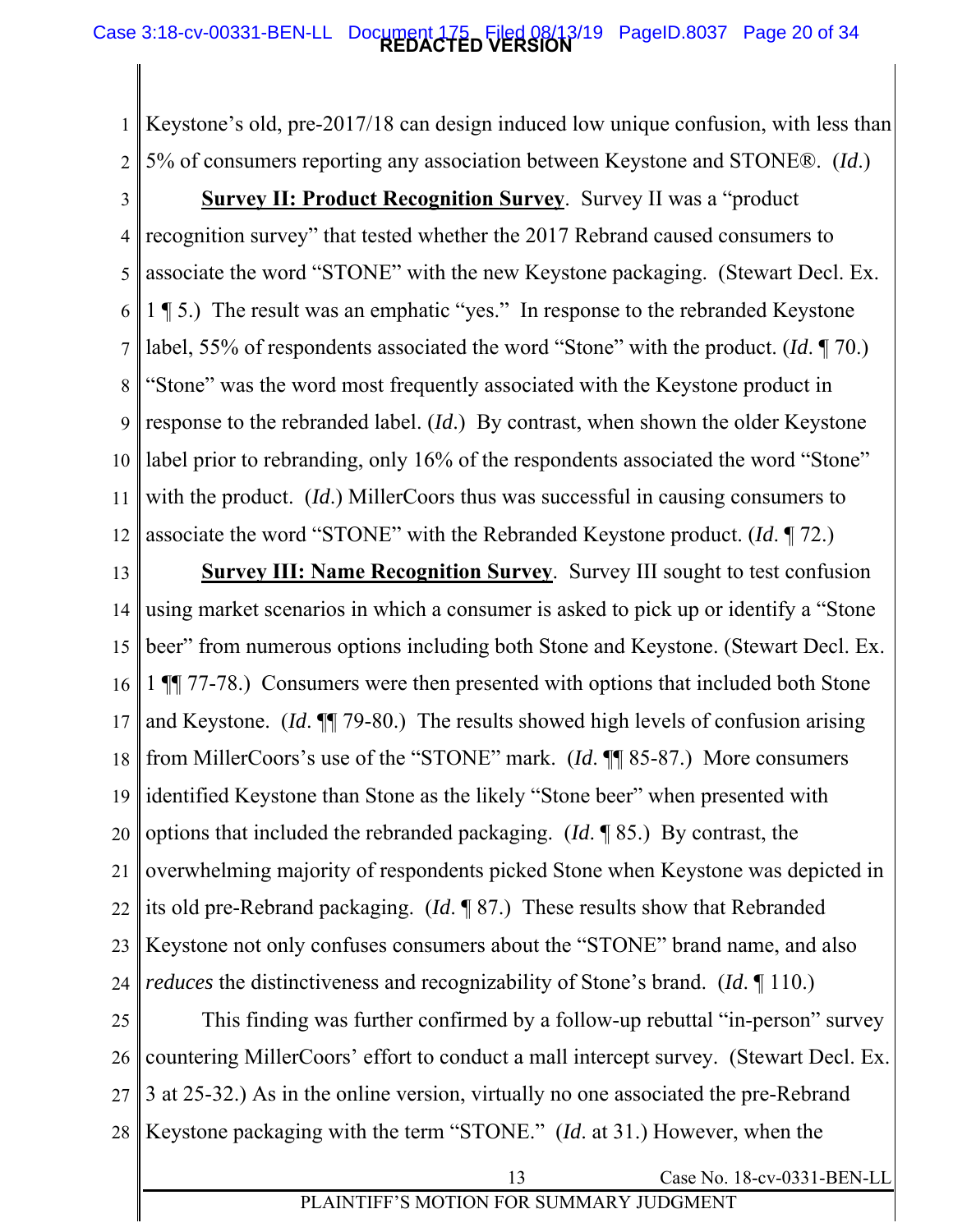Keystone's old, pre-2017/18 can design induced low unique confusion, with less than 5% of consumers reporting any association between Keystone and STONE®. (*Id.*)

**Survey II: Product Recognition Survey**. Survey II was a "product recognition survey" that tested whether the 2017 Rebrand caused consumers to associate the word "STONE" with the new Keystone packaging. (Stewart Decl. Ex. 1 ¶ 5.) The result was an emphatic "yes." In response to the rebranded Keystone label, 55% of respondents associated the word "Stone" with the product. (*Id.* ¶ 70.) "Stone" was the word most frequently associated with the Keystone product in response to the rebranded label. (*Id.*) By contrast, when shown the older Keystone label prior to rebranding, only 16% of the respondents associated the word "Stone" with the product. (*Id.*) MillerCoors thus was successful in causing consumers to associate the word "STONE" with the Rebranded Keystone product. (*Id.* ¶ 72.)

**Survey III: Name Recognition Survey**. Survey III sought to test confusion using market scenarios in which a consumer is asked to pick up or identify a "Stone beer" from numerous options including both Stone and Keystone. (Stewart Decl. Ex. 1 ¶¶ 77-78.) Consumers were then presented with options that included both Stone and Keystone. (*Id.* ¶¶ 79-80.) The results showed high levels of confusion arising from MillerCoors's use of the "STONE" mark. (*Id.* ¶¶ 85-87.) More consumers identified Keystone than Stone as the likely "Stone beer" when presented with options that included the rebranded packaging. (*Id.* ¶ 85.) By contrast, the overwhelming majority of respondents picked Stone when Keystone was depicted in its old pre-Rebrand packaging. (*Id.* ¶ 87.) These results show that Rebranded Keystone not only confuses consumers about the "STONE" brand name, and also *reduces* the distinctiveness and recognizability of Stone's brand. (*Id.* ¶ 110.)

This finding was further confirmed by a follow-up rebuttal "in-person" survey countering MillerCoors' effort to conduct a mall intercept survey. (Stewart Decl. Ex. 3 at 25-32.) As in the online version, virtually no one associated the pre-Rebrand Keystone packaging with the term "STONE." (*Id.* at 31.) However, when the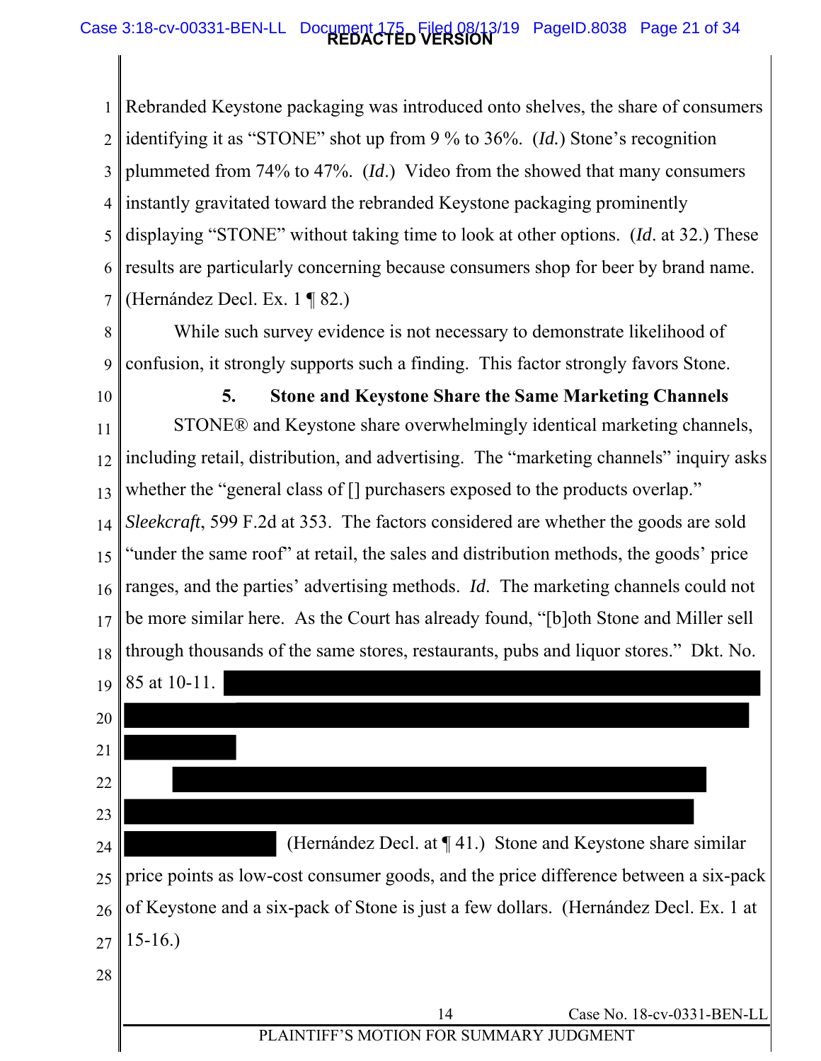Rebranded Keystone packaging was introduced onto shelves, the share of consumers identifying it as "STONE" shot up from 9 % to 36%. (*Id.*) Stone's recognition plummeted from 74% to 47%. (*Id.*) Video from the showed that many consumers instantly gravitated toward the rebranded Keystone packaging prominently displaying "STONE" without taking time to look at other options. (*Id*. at 32.) These results are particularly concerning because consumers shop for beer by brand name. (Hernández Decl. Ex. 1 ¶ 82.)

While such survey evidence is not necessary to demonstrate likelihood of confusion, it strongly supports such a finding. This factor strongly favors Stone.

### 5. Stone and Keystone Share the Same Marketing Channels

STONE® and Keystone share overwhelmingly identical marketing channels, including retail, distribution, and advertising. The "marketing channels" inquiry asks whether the "general class of [] purchasers exposed to the products overlap." *Sleekcraft*, 599 F.2d at 353. The factors considered are whether the goods are sold "under the same roof" at retail, the sales and distribution methods, the goods' price ranges, and the parties' advertising methods. *Id*. The marketing channels could not be more similar here. As the Court has already found, "[b]oth Stone and Miller sell through thousands of the same stores, restaurants, pubs and liquor stores." Dkt. No. 85 at 10-11. [REDACTED]

[REDACTED] (Hernández Decl. at ¶ 41.) Stone and Keystone share similar price points as low-cost consumer goods, and the price difference between a six-pack of Keystone and a six-pack of Stone is just a few dollars. (Hernández Decl. Ex. 1 at 15-16.)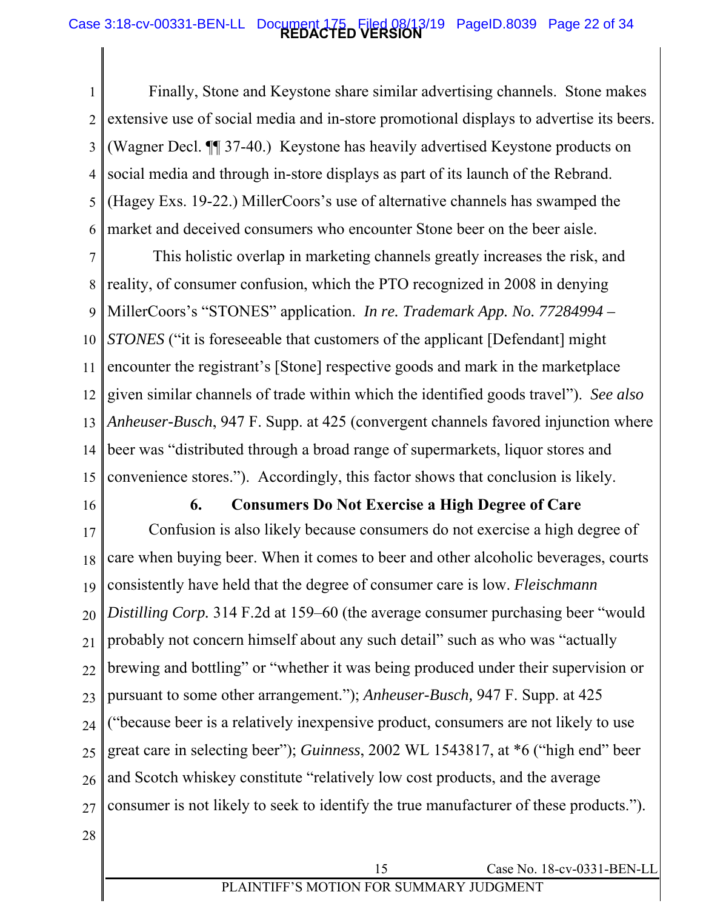Finally, Stone and Keystone share similar advertising channels. Stone makes extensive use of social media and in-store promotional displays to advertise its beers. (Wagner Decl. ¶¶ 37-40.) Keystone has heavily advertised Keystone products on social media and through in-store displays as part of its launch of the Rebrand. (Hagey Exs. 19-22.) MillerCoors's use of alternative channels has swamped the market and deceived consumers who encounter Stone beer on the beer aisle.

This holistic overlap in marketing channels greatly increases the risk, and reality, of consumer confusion, which the PTO recognized in 2008 in denying MillerCoors's "STONES" application. *In re. Trademark App. No. 77284994 – STONES* ("it is foreseeable that customers of the applicant [Defendant] might encounter the registrant's [Stone] respective goods and mark in the marketplace given similar channels of trade within which the identified goods travel"). *See also Anheuser-Busch*, 947 F. Supp. at 425 (convergent channels favored injunction where beer was "distributed through a broad range of supermarkets, liquor stores and convenience stores."). Accordingly, this factor shows that conclusion is likely.

### 6. Consumers Do Not Exercise a High Degree of Care

Confusion is also likely because consumers do not exercise a high degree of care when buying beer. When it comes to beer and other alcoholic beverages, courts consistently have held that the degree of consumer care is low. *Fleischmann Distilling Corp.* 314 F.2d at 159–60 (the average consumer purchasing beer "would probably not concern himself about any such detail" such as who was "actually brewing and bottling" or "whether it was being produced under their supervision or pursuant to some other arrangement."); *Anheuser-Busch,* 947 F. Supp. at 425 ("because beer is a relatively inexpensive product, consumers are not likely to use great care in selecting beer"); *Guinness*, 2002 WL 1543817, at *6 ("high end" beer and Scotch whiskey constitute "relatively low cost products, and the average consumer is not likely to seek to identify the true manufacturer of these products.").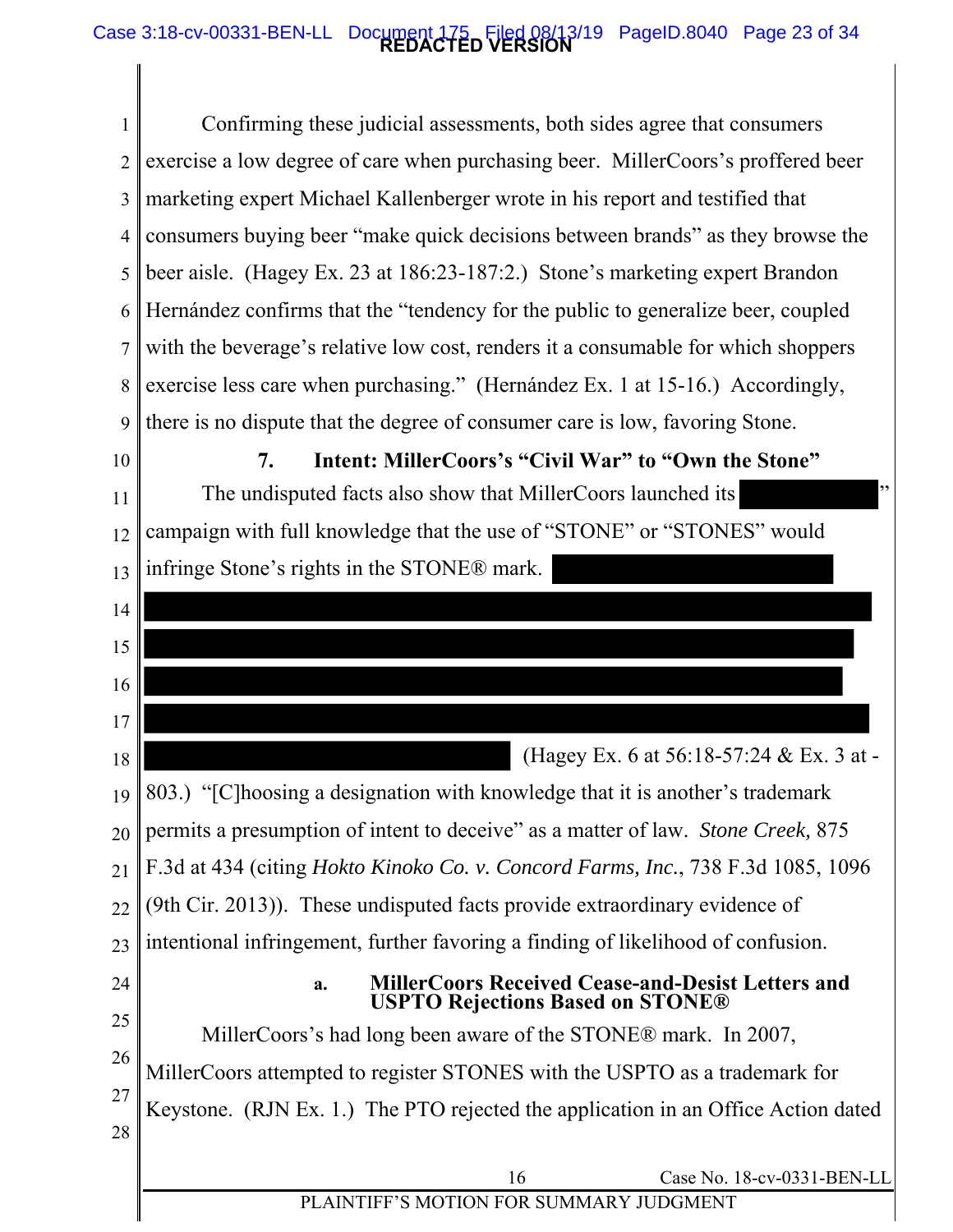Confirming these judicial assessments, both sides agree that consumers exercise a low degree of care when purchasing beer. MillerCoors's proffered beer marketing expert Michael Kallenberger wrote in his report and testified that consumers buying beer "make quick decisions between brands" as they browse the beer aisle. (Hagey Ex. 23 at 186:23-187:2.) Stone's marketing expert Brandon Hernández confirms that the "tendency for the public to generalize beer, coupled with the beverage's relative low cost, renders it a consumable for which shoppers exercise less care when purchasing." (Hernández Ex. 1 at 15-16.) Accordingly, there is no dispute that the degree of consumer care is low, favoring Stone.

### 7. Intent: MillerCoors's "Civil War" to "Own the Stone"

The undisputed facts also show that MillerCoors launched its [REDACTED]" campaign with full knowledge that the use of "STONE" or "STONES" would infringe Stone's rights in the STONE® mark. [REDACTED] (Hagey Ex. 6 at 56:18-57:24 & Ex. 3 at -803.) "[C]hoosing a designation with knowledge that it is another's trademark permits a presumption of intent to deceive" as a matter of law. *Stone Creek,* 875 F.3d at 434 (citing *Hokto Kinoko Co. v. Concord Farms, Inc.*, 738 F.3d 1085, 1096 (9th Cir. 2013)). These undisputed facts provide extraordinary evidence of intentional infringement, further favoring a finding of likelihood of confusion.

#### a. MillerCoors Received Cease-and-Desist Letters and USPTO Rejections Based on STONE®

MillerCoors's had long been aware of the STONE® mark. In 2007, MillerCoors attempted to register STONES with the USPTO as a trademark for Keystone. (RJN Ex. 1.) The PTO rejected the application in an Office Action dated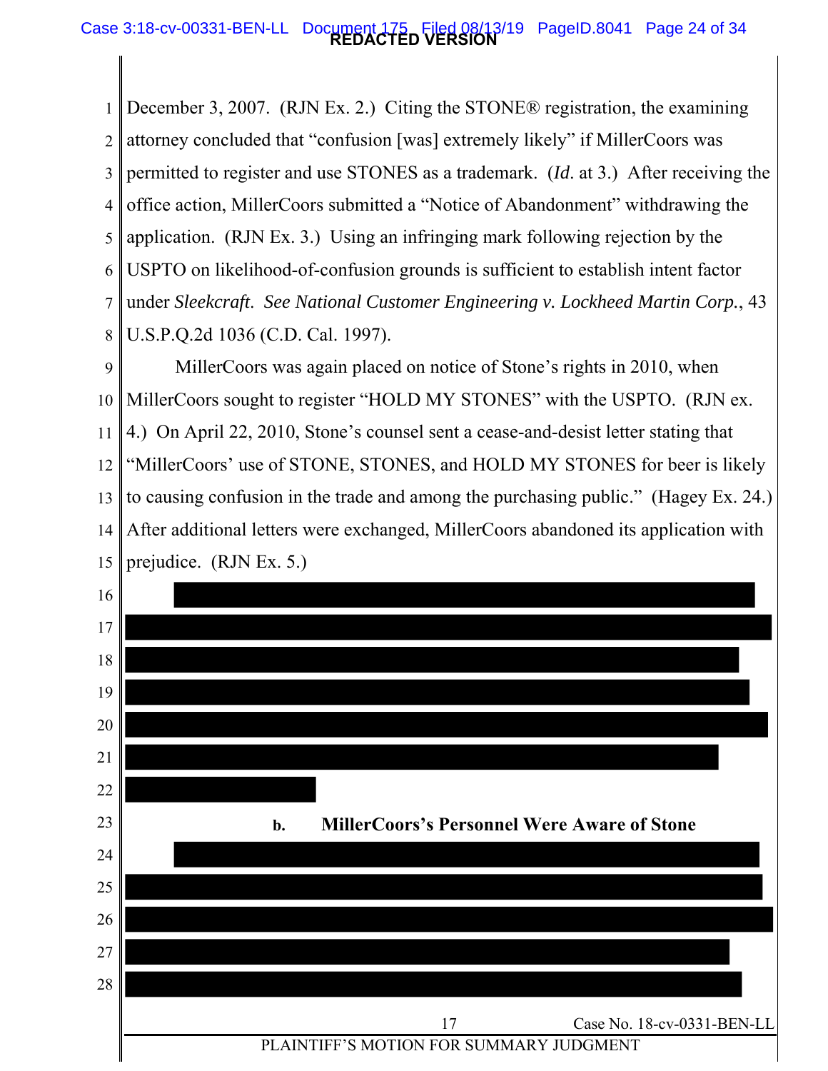December 3, 2007. (RJN Ex. 2.) Citing the STONE® registration, the examining attorney concluded that "confusion [was] extremely likely" if MillerCoors was permitted to register and use STONES as a trademark. (*Id.* at 3.) After receiving the office action, MillerCoors submitted a "Notice of Abandonment" withdrawing the application. (RJN Ex. 3.) Using an infringing mark following rejection by the USPTO on likelihood-of-confusion grounds is sufficient to establish intent factor under *Sleekcraft*. *See National Customer Engineering v. Lockheed Martin Corp.*, 43 U.S.P.Q.2d 1036 (C.D. Cal. 1997).

MillerCoors was again placed on notice of Stone's rights in 2010, when MillerCoors sought to register "HOLD MY STONES" with the USPTO. (RJN ex. 4.) On April 22, 2010, Stone's counsel sent a cease-and-desist letter stating that "MillerCoors' use of STONE, STONES, and HOLD MY STONES for beer is likely to causing confusion in the trade and among the purchasing public." (Hagey Ex. 24.) After additional letters were exchanged, MillerCoors abandoned its application with prejudice. (RJN Ex. 5.)

**b. MillerCoors's Personnel Were Aware of Stone**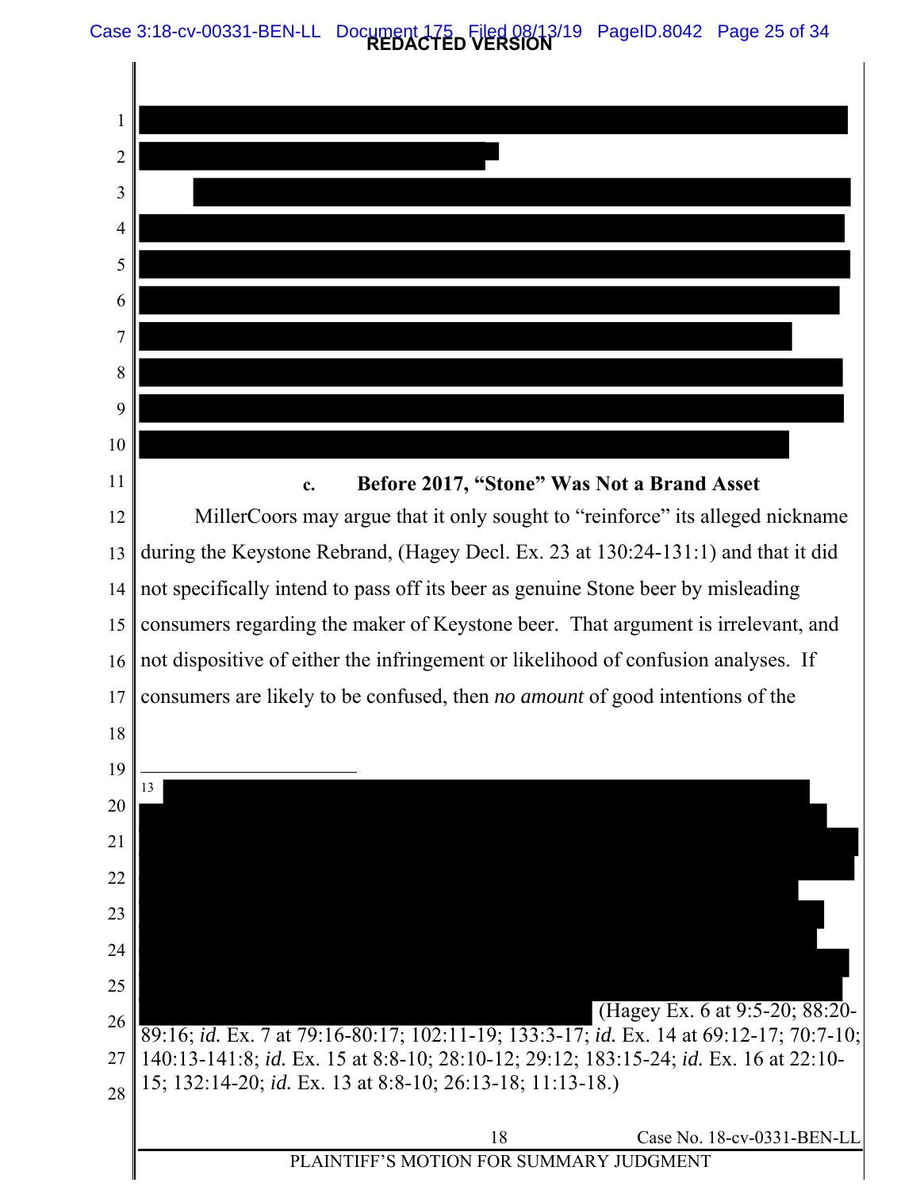REDACTED VERSION

[REDACTED]

#### c. Before 2017, "Stone" Was Not a Brand Asset

MillerCoors may argue that it only sought to "reinforce" its alleged nickname during the Keystone Rebrand, (Hagey Decl. Ex. 23 at 130:24-131:1) and that it did not specifically intend to pass off its beer as genuine Stone beer by misleading consumers regarding the maker of Keystone beer. That argument is irrelevant, and not dispositive of either the infringement or likelihood of confusion analyses. If consumers are likely to be confused, then *no amount* of good intentions of the

---

[13] [REDACTED] (Hagey Ex. 6 at 9:5-20; 88:20-89:16; *id.* Ex. 7 at 79:16-80:17; 102:11-19; 133:3-17; *id.* Ex. 14 at 69:12-17; 70:7-10; 140:13-141:8; *id.* Ex. 15 at 8:8-10; 28:10-12; 29:12; 183:15-24; *id.* Ex. 16 at 22:10-15; 132:14-20; *id.* Ex. 13 at 8:8-10; 26:13-18; 11:13-18.)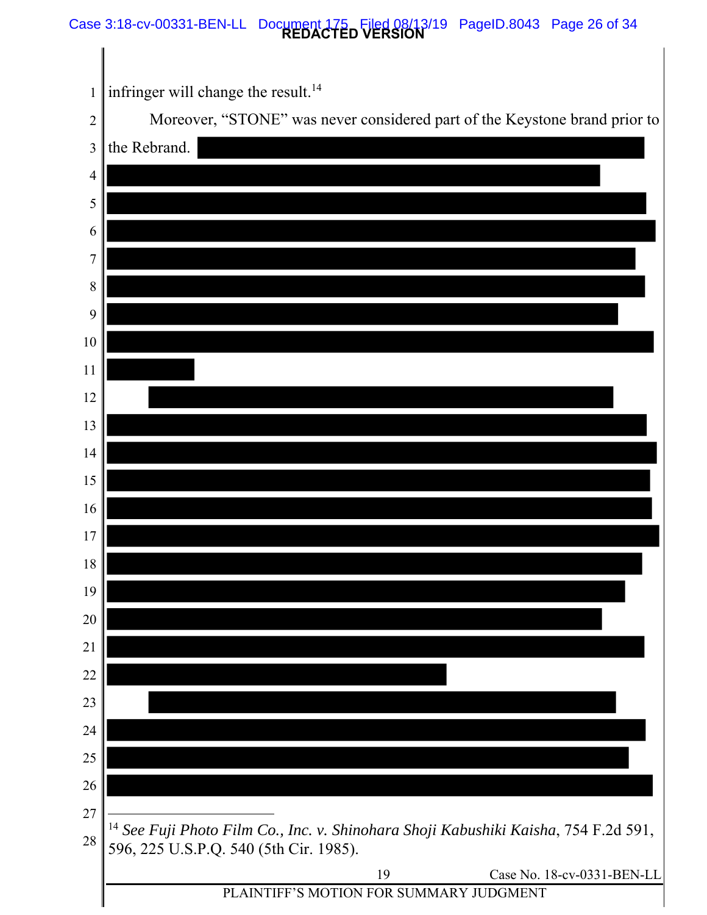infringer will change the result.[14]

Moreover, "STONE" was never considered part of the Keystone brand prior to the Rebrand.

[14] *See Fuji Photo Film Co., Inc. v. Shinohara Shoji Kabushiki Kaisha*, 754 F.2d 591, 596, 225 U.S.P.Q. 540 (5th Cir. 1985).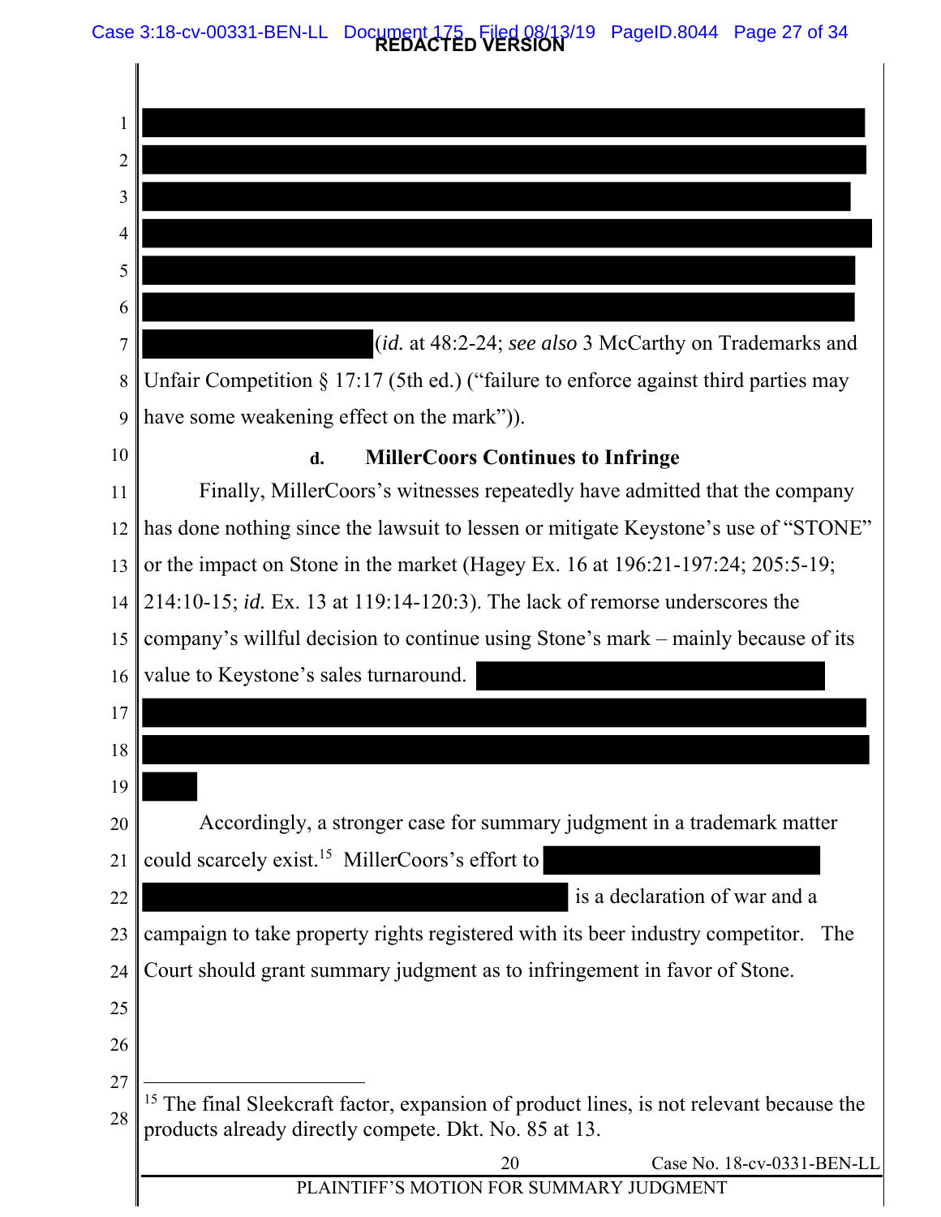(*id.* at 48:2-24; *see also* 3 McCarthy on Trademarks and Unfair Competition § 17:17 (5th ed.) ("failure to enforce against third parties may have some weakening effect on the mark")).

**d. MillerCoors Continues to Infringe**

Finally, MillerCoors's witnesses repeatedly have admitted that the company has done nothing since the lawsuit to lessen or mitigate Keystone's use of "STONE" or the impact on Stone in the market (Hagey Ex. 16 at 196:21-197:24; 205:5-19; 214:10-15; *id.* Ex. 13 at 119:14-120:3). The lack of remorse underscores the company's willful decision to continue using Stone's mark – mainly because of its value to Keystone's sales turnaround.

Accordingly, a stronger case for summary judgment in a trademark matter could scarcely exist.[15] MillerCoors's effort to is a declaration of war and a campaign to take property rights registered with its beer industry competitor. The Court should grant summary judgment as to infringement in favor of Stone.

[15] The final Sleekcraft factor, expansion of product lines, is not relevant because the products already directly compete. Dkt. No. 85 at 13.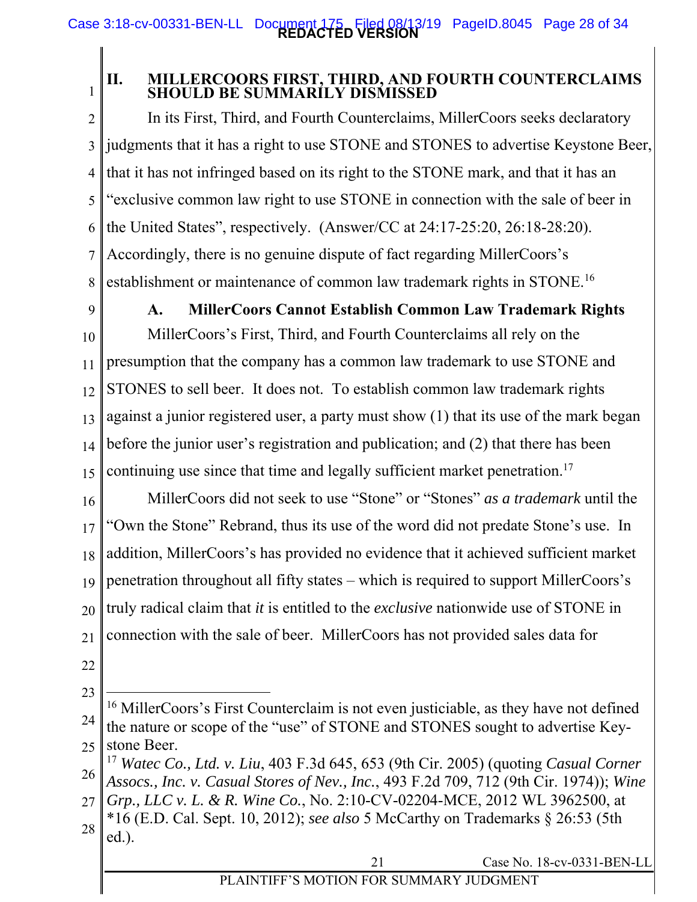## II. MILLERCOORS FIRST, THIRD, AND FOURTH COUNTERCLAIMS SHOULD BE SUMMARILY DISMISSED

In its First, Third, and Fourth Counterclaims, MillerCoors seeks declaratory judgments that it has a right to use STONE and STONES to advertise Keystone Beer, that it has not infringed based on its right to the STONE mark, and that it has an "exclusive common law right to use STONE in connection with the sale of beer in the United States", respectively. (Answer/CC at 24:17-25:20, 26:18-28:20). Accordingly, there is no genuine dispute of fact regarding MillerCoors's establishment or maintenance of common law trademark rights in STONE.[16]

### A. MillerCoors Cannot Establish Common Law Trademark Rights

MillerCoors's First, Third, and Fourth Counterclaims all rely on the presumption that the company has a common law trademark to use STONE and STONES to sell beer. It does not. To establish common law trademark rights against a junior registered user, a party must show (1) that its use of the mark began before the junior user's registration and publication; and (2) that there has been continuing use since that time and legally sufficient market penetration.[17]

MillerCoors did not seek to use "Stone" or "Stones" *as a trademark* until the "Own the Stone" Rebrand, thus its use of the word did not predate Stone's use. In addition, MillerCoors's has provided no evidence that it achieved sufficient market penetration throughout all fifty states – which is required to support MillerCoors's truly radical claim that *it* is entitled to the *exclusive* nationwide use of STONE in connection with the sale of beer. MillerCoors has not provided sales data for

---

[16] MillerCoors's First Counterclaim is not even justiciable, as they have not defined the nature or scope of the "use" of STONE and STONES sought to advertise Keystone Beer.

[17] *Watec Co., Ltd. v. Liu*, 403 F.3d 645, 653 (9th Cir. 2005) (quoting *Casual Corner Assocs., Inc. v. Casual Stores of Nev., Inc.*, 493 F.2d 709, 712 (9th Cir. 1974)); *Wine Grp., LLC v. L. & R. Wine Co.*, No. 2:10-CV-02204-MCE, 2012 WL 3962500, at *16 (E.D. Cal. Sept. 10, 2012); *see also* 5 McCarthy on Trademarks § 26:53 (5th ed.).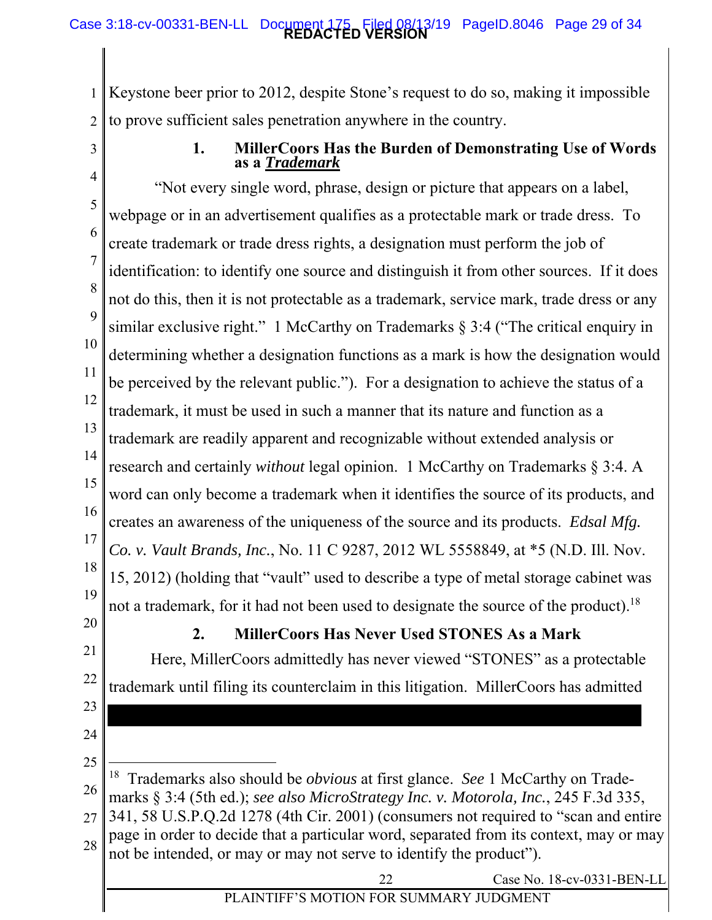Keystone beer prior to 2012, despite Stone's request to do so, making it impossible to prove sufficient sales penetration anywhere in the country.

### 1. MillerCoors Has the Burden of Demonstrating Use of Words as a ***Trademark***

"Not every single word, phrase, design or picture that appears on a label, webpage or in an advertisement qualifies as a protectable mark or trade dress. To create trademark or trade dress rights, a designation must perform the job of identification: to identify one source and distinguish it from other sources. If it does not do this, then it is not protectable as a trademark, service mark, trade dress or any similar exclusive right." 1 McCarthy on Trademarks § 3:4 ("The critical enquiry in determining whether a designation functions as a mark is how the designation would be perceived by the relevant public."). For a designation to achieve the status of a trademark, it must be used in such a manner that its nature and function as a trademark are readily apparent and recognizable without extended analysis or research and certainly *without* legal opinion. 1 McCarthy on Trademarks § 3:4. A word can only become a trademark when it identifies the source of its products, and creates an awareness of the uniqueness of the source and its products. *Edsal Mfg. Co. v. Vault Brands, Inc.*, No. 11 C 9287, 2012 WL 5558849, at *5 (N.D. Ill. Nov. 15, 2012) (holding that "vault" used to describe a type of metal storage cabinet was not a trademark, for it had not been used to designate the source of the product).[18]

### 2. MillerCoors Has Never Used STONES As a Mark

Here, MillerCoors admittedly has never viewed "STONES" as a protectable trademark until filing its counterclaim in this litigation. MillerCoors has admitted

[REDACTED]

---

[18] Trademarks also should be *obvious* at first glance. *See* 1 McCarthy on Trademarks § 3:4 (5th ed.); *see also MicroStrategy Inc. v. Motorola, Inc.*, 245 F.3d 335, 341, 58 U.S.P.Q.2d 1278 (4th Cir. 2001) (consumers not required to "scan and entire page in order to decide that a particular word, separated from its context, may or may not be intended, or may or may not serve to identify the product").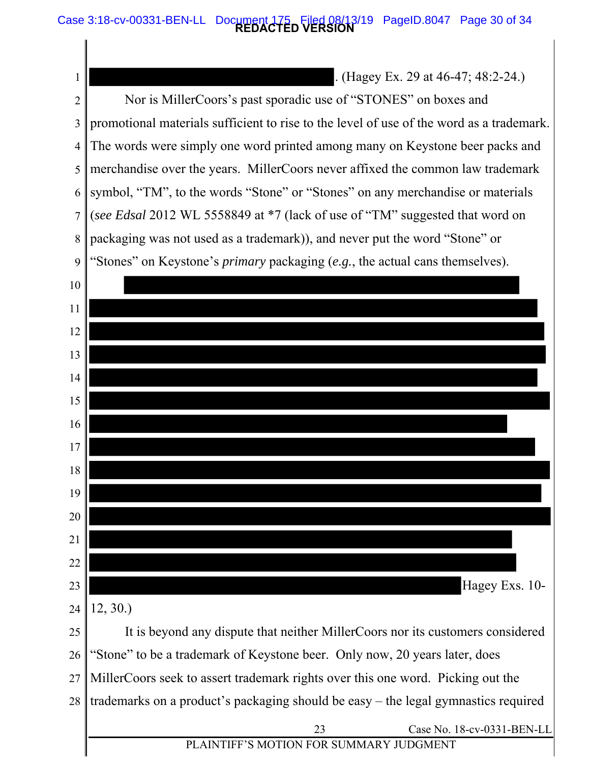. (Hagey Ex. 29 at 46-47; 48:2-24.)

Nor is MillerCoors's past sporadic use of "STONES" on boxes and promotional materials sufficient to rise to the level of use of the word as a trademark. The words were simply one word printed among many on Keystone beer packs and merchandise over the years. MillerCoors never affixed the common law trademark symbol, "TM", to the words "Stone" or "Stones" on any merchandise or materials (*see Edsal* 2012 WL 5558849 at *7 (lack of use of "TM" suggested that word on packaging was not used as a trademark)), and never put the word "Stone" or "Stones" on Keystone's *primary* packaging (*e.g.*, the actual cans themselves).

Hagey Exs. 10-12, 30.)

It is beyond any dispute that neither MillerCoors nor its customers considered "Stone" to be a trademark of Keystone beer. Only now, 20 years later, does MillerCoors seek to assert trademark rights over this one word. Picking out the trademarks on a product's packaging should be easy – the legal gymnastics required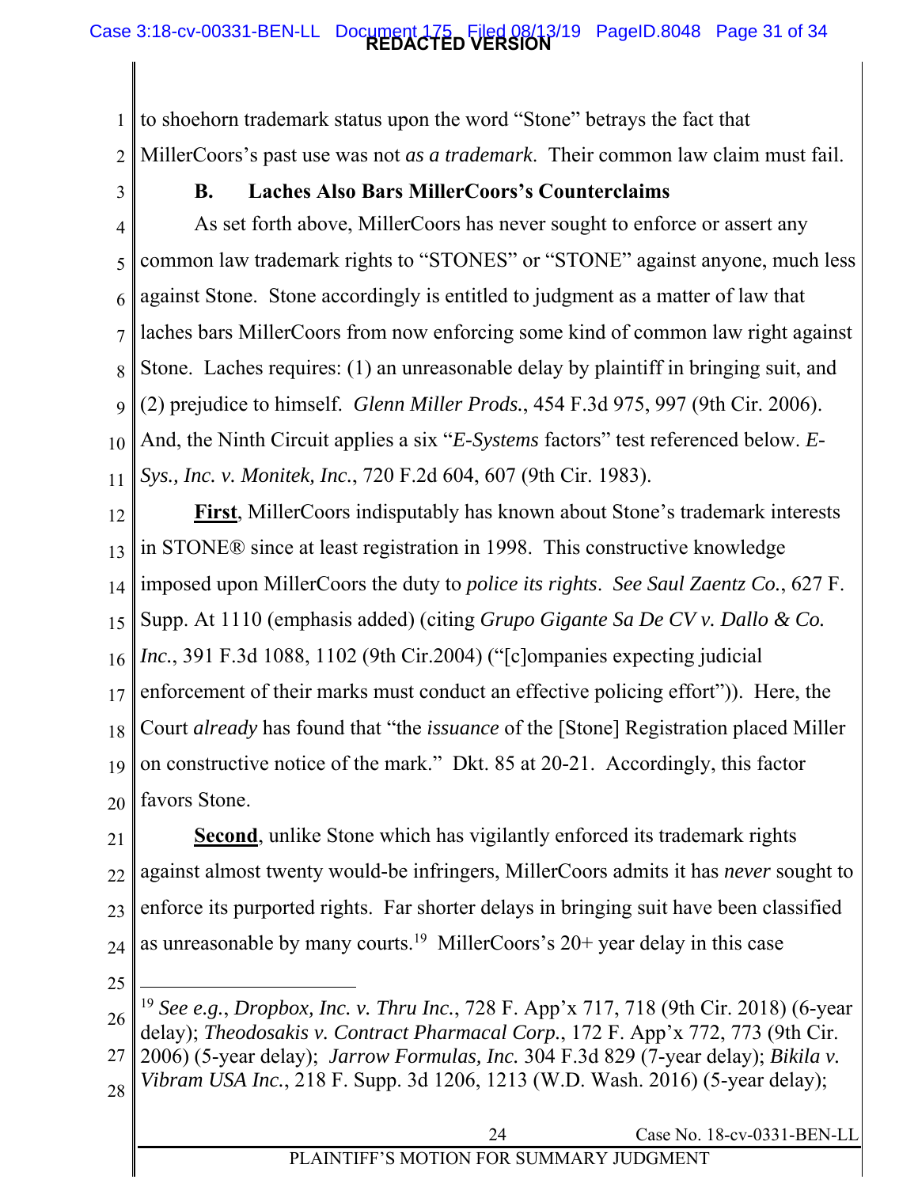to shoehorn trademark status upon the word "Stone" betrays the fact that MillerCoors's past use was not *as a trademark*. Their common law claim must fail.

### B. Laches Also Bars MillerCoors's Counterclaims

As set forth above, MillerCoors has never sought to enforce or assert any common law trademark rights to "STONES" or "STONE" against anyone, much less against Stone. Stone accordingly is entitled to judgment as a matter of law that laches bars MillerCoors from now enforcing some kind of common law right against Stone. Laches requires: (1) an unreasonable delay by plaintiff in bringing suit, and (2) prejudice to himself. *Glenn Miller Prods.*, 454 F.3d 975, 997 (9th Cir. 2006). And, the Ninth Circuit applies a six "*E-Systems* factors" test referenced below. *E-Sys., Inc. v. Monitek, Inc.*, 720 F.2d 604, 607 (9th Cir. 1983).

**First**, MillerCoors indisputably has known about Stone's trademark interests in STONE® since at least registration in 1998. This constructive knowledge imposed upon MillerCoors the duty to *police its rights*. *See Saul Zaentz Co.*, 627 F. Supp. At 1110 (emphasis added) (citing *Grupo Gigante Sa De CV v. Dallo & Co. Inc.*, 391 F.3d 1088, 1102 (9th Cir.2004) ("[c]ompanies expecting judicial enforcement of their marks must conduct an effective policing effort")). Here, the Court *already* has found that "the *issuance* of the [Stone] Registration placed Miller on constructive notice of the mark." Dkt. 85 at 20-21. Accordingly, this factor favors Stone.

**Second**, unlike Stone which has vigilantly enforced its trademark rights against almost twenty would-be infringers, MillerCoors admits it has *never* sought to enforce its purported rights. Far shorter delays in bringing suit have been classified as unreasonable by many courts.[19] MillerCoors's 20+ year delay in this case

---

[19] *See e.g.*, *Dropbox, Inc. v. Thru Inc.*, 728 F. App'x 717, 718 (9th Cir. 2018) (6-year delay); *Theodosakis v. Contract Pharmacal Corp.*, 172 F. App'x 772, 773 (9th Cir. 2006) (5-year delay); *Jarrow Formulas, Inc.* 304 F.3d 829 (7-year delay); *Bikila v. Vibram USA Inc.*, 218 F. Supp. 3d 1206, 1213 (W.D. Wash. 2016) (5-year delay);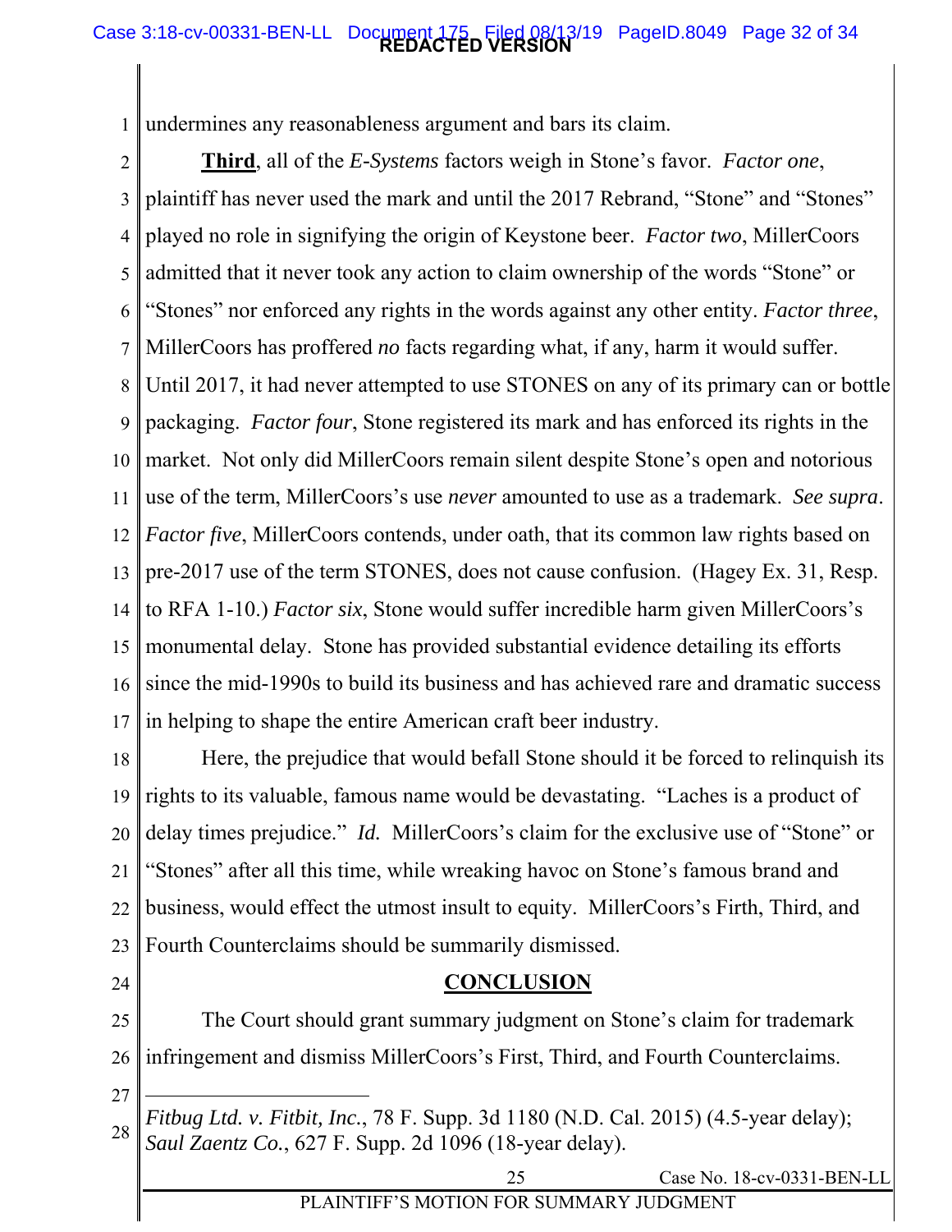undermines any reasonableness argument and bars its claim.

**Third**, all of the *E-Systems* factors weigh in Stone's favor. *Factor one*, plaintiff has never used the mark and until the 2017 Rebrand, "Stone" and "Stones" played no role in signifying the origin of Keystone beer. *Factor two*, MillerCoors admitted that it never took any action to claim ownership of the words "Stone" or "Stones" nor enforced any rights in the words against any other entity. *Factor three*, MillerCoors has proffered *no* facts regarding what, if any, harm it would suffer. Until 2017, it had never attempted to use STONES on any of its primary can or bottle packaging. *Factor four*, Stone registered its mark and has enforced its rights in the market. Not only did MillerCoors remain silent despite Stone's open and notorious use of the term, MillerCoors's use *never* amounted to use as a trademark. *See supra*. *Factor five*, MillerCoors contends, under oath, that its common law rights based on pre-2017 use of the term STONES, does not cause confusion. (Hagey Ex. 31, Resp. to RFA 1-10.) *Factor six*, Stone would suffer incredible harm given MillerCoors's monumental delay. Stone has provided substantial evidence detailing its efforts since the mid-1990s to build its business and has achieved rare and dramatic success in helping to shape the entire American craft beer industry.

Here, the prejudice that would befall Stone should it be forced to relinquish its rights to its valuable, famous name would be devastating. "Laches is a product of delay times prejudice." *Id.* MillerCoors's claim for the exclusive use of "Stone" or "Stones" after all this time, while wreaking havoc on Stone's famous brand and business, would effect the utmost insult to equity. MillerCoors's Firth, Third, and Fourth Counterclaims should be summarily dismissed.

## CONCLUSION

The Court should grant summary judgment on Stone's claim for trademark infringement and dismiss MillerCoors's First, Third, and Fourth Counterclaims.

---

*Fitbug Ltd. v. Fitbit, Inc.*, 78 F. Supp. 3d 1180 (N.D. Cal. 2015) (4.5-year delay); *Saul Zaentz Co.*, 627 F. Supp. 2d 1096 (18-year delay).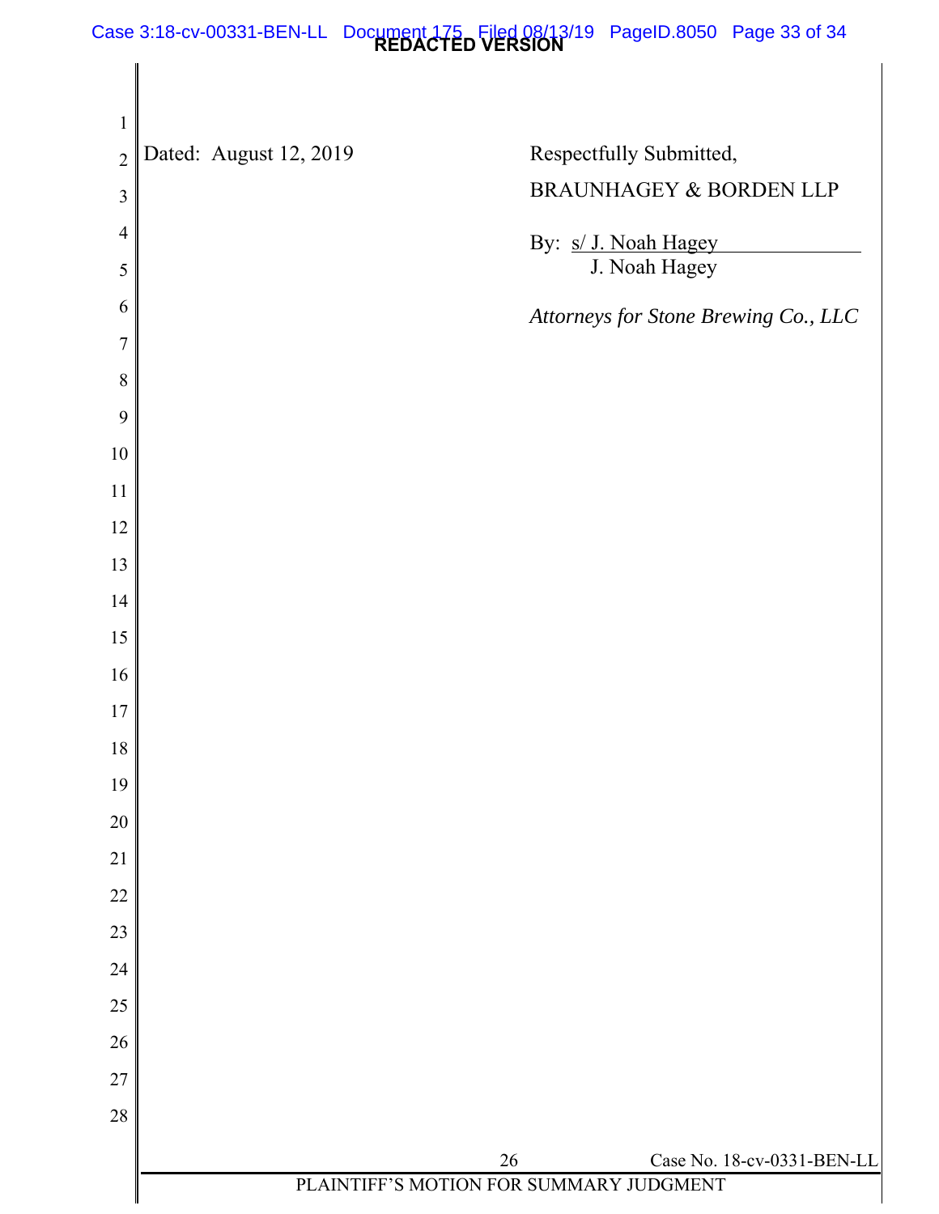Dated: August 12, 2019

Respectfully Submitted,

BRAUNHAGEY & BORDEN LLP

By: s/ J. Noah Hagey
J. Noah Hagey

*Attorneys for Stone Brewing Co., LLC*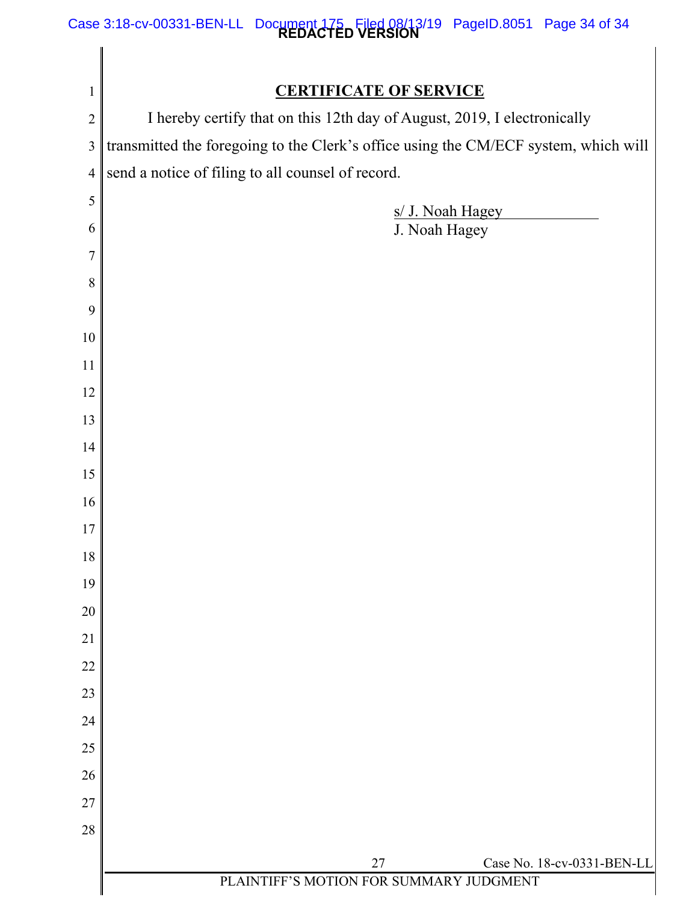## CERTIFICATE OF SERVICE

I hereby certify that on this 12th day of August, 2019, I electronically transmitted the foregoing to the Clerk's office using the CM/ECF system, which will send a notice of filing to all counsel of record.

s/ J. Noah Hagey
J. Noah Hagey